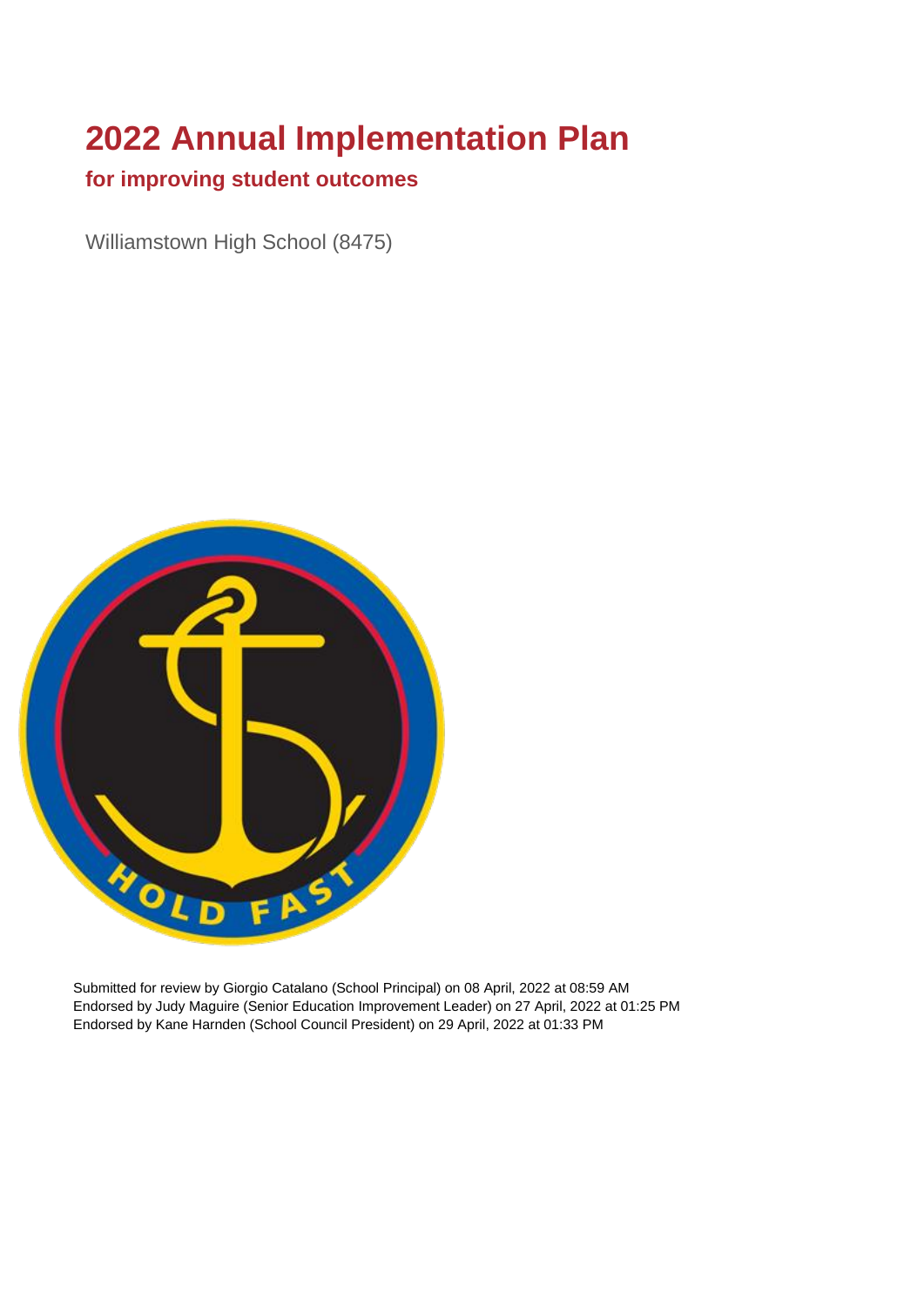# 2022 Annual Implementation Plan

## for improving student outcomes

Williamstown High School (8475)

Submitted for review by Giorgio Catalano (School Principal) on 08 April, 2022 at 08:59 AM
Endorsed by Judy Maguire (Senior Education Improvement Leader) on 27 April, 2022 at 01:25 PM
Endorsed by Kane Harnden (School Council President) on 29 April, 2022 at 01:33 PM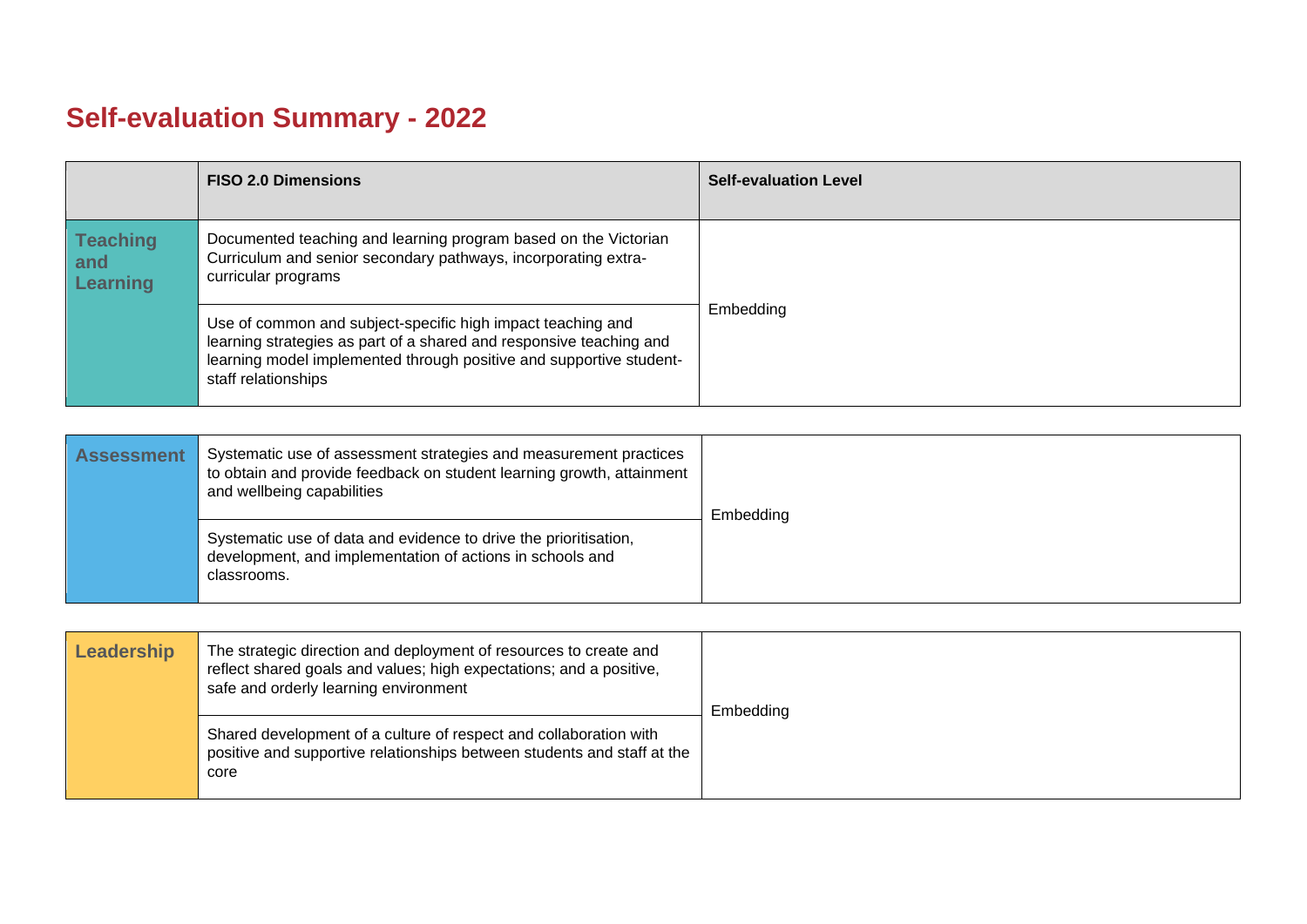# Self-evaluation Summary - 2022

| | FISO 2.0 Dimensions | Self-evaluation Level |
|---|---|---|
| **Teaching and Learning** | Documented teaching and learning program based on the Victorian Curriculum and senior secondary pathways, incorporating extra-curricular programs | Embedding |
| | Use of common and subject-specific high impact teaching and learning strategies as part of a shared and responsive teaching and learning model implemented through positive and supportive student-staff relationships | |

| | | |
|---|---|---|
| **Assessment** | Systematic use of assessment strategies and measurement practices to obtain and provide feedback on student learning growth, attainment and wellbeing capabilities | Embedding |
| | Systematic use of data and evidence to drive the prioritisation, development, and implementation of actions in schools and classrooms. | |

| | | |
|---|---|---|
| **Leadership** | The strategic direction and deployment of resources to create and reflect shared goals and values; high expectations; and a positive, safe and orderly learning environment | Embedding |
| | Shared development of a culture of respect and collaboration with positive and supportive relationships between students and staff at the core | |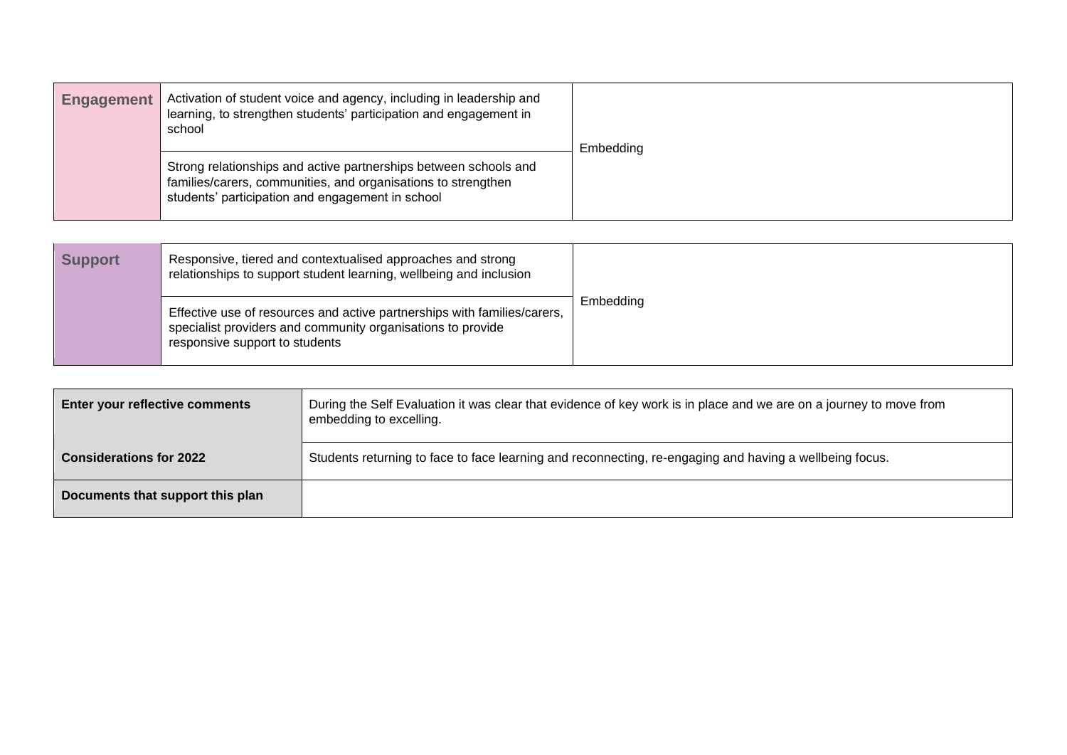| Engagement | Activation of student voice and agency, including in leadership and learning, to strengthen students' participation and engagement in school | Embedding |
|---|---|---|
| | Strong relationships and active partnerships between schools and families/carers, communities, and organisations to strengthen students' participation and engagement in school | |

| Support | Responsive, tiered and contextualised approaches and strong relationships to support student learning, wellbeing and inclusion | Embedding |
|---|---|---|
| | Effective use of resources and active partnerships with families/carers, specialist providers and community organisations to provide responsive support to students | |

| Enter your reflective comments | During the Self Evaluation it was clear that evidence of key work is in place and we are on a journey to move from embedding to excelling. |
|---|---|
| **Considerations for 2022** | Students returning to face to face learning and reconnecting, re-engaging and having a wellbeing focus. |
| **Documents that support this plan** | |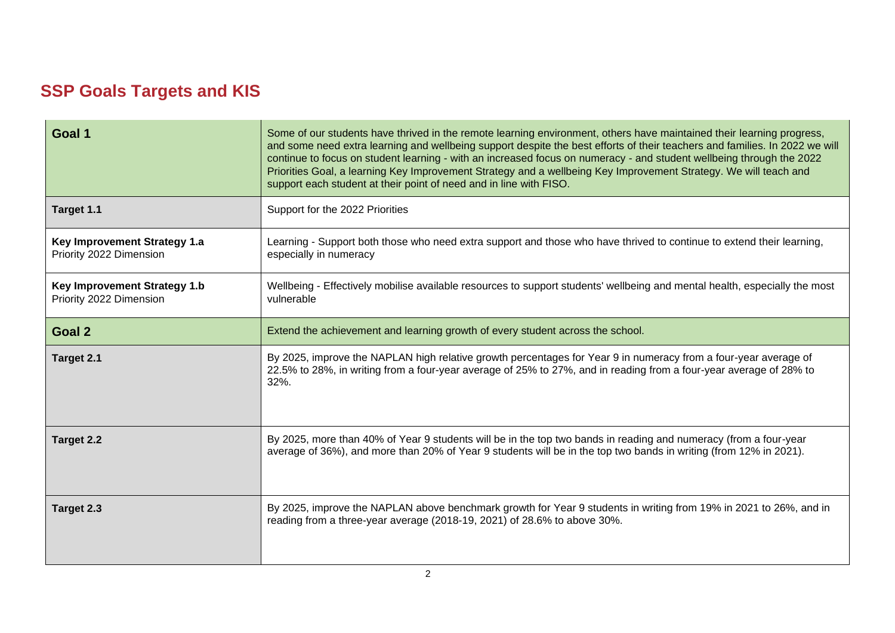## SSP Goals Targets and KIS

| | |
|---|---|
| **Goal 1** | Some of our students have thrived in the remote learning environment, others have maintained their learning progress, and some need extra learning and wellbeing support despite the best efforts of their teachers and families. In 2022 we will continue to focus on student learning - with an increased focus on numeracy - and student wellbeing through the 2022 Priorities Goal, a learning Key Improvement Strategy and a wellbeing Key Improvement Strategy. We will teach and support each student at their point of need and in line with FISO. |
| **Target 1.1** | Support for the 2022 Priorities |
| **Key Improvement Strategy 1.a** Priority 2022 Dimension | Learning - Support both those who need extra support and those who have thrived to continue to extend their learning, especially in numeracy |
| **Key Improvement Strategy 1.b** Priority 2022 Dimension | Wellbeing - Effectively mobilise available resources to support students' wellbeing and mental health, especially the most vulnerable |
| **Goal 2** | Extend the achievement and learning growth of every student across the school. |
| **Target 2.1** | By 2025, improve the NAPLAN high relative growth percentages for Year 9 in numeracy from a four-year average of 22.5% to 28%, in writing from a four-year average of 25% to 27%, and in reading from a four-year average of 28% to 32%. |
| **Target 2.2** | By 2025, more than 40% of Year 9 students will be in the top two bands in reading and numeracy (from a four-year average of 36%), and more than 20% of Year 9 students will be in the top two bands in writing (from 12% in 2021). |
| **Target 2.3** | By 2025, improve the NAPLAN above benchmark growth for Year 9 students in writing from 19% in 2021 to 26%, and in reading from a three-year average (2018-19, 2021) of 28.6% to above 30%. |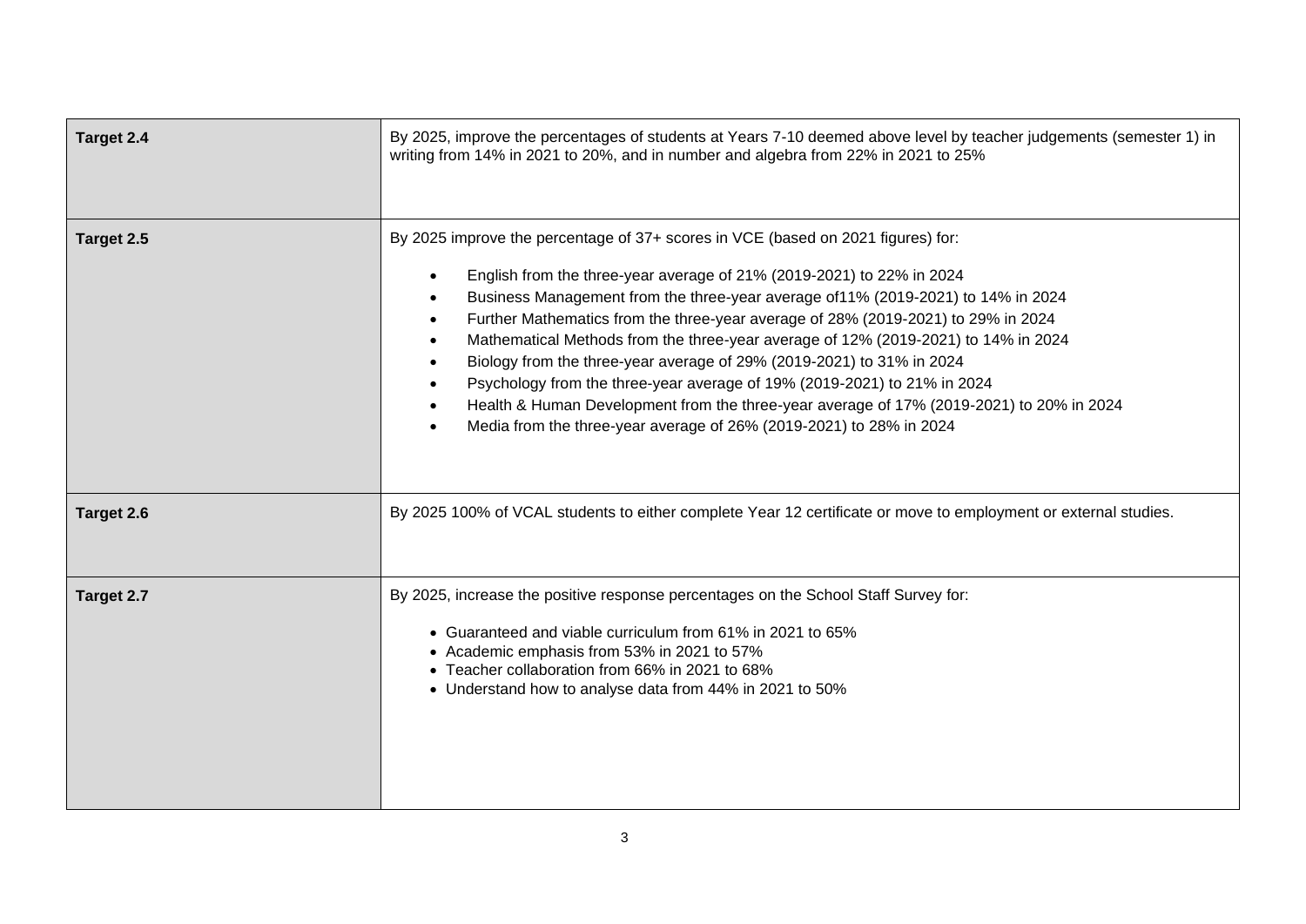| | |
|---|---|
| **Target 2.4** | By 2025, improve the percentages of students at Years 7-10 deemed above level by teacher judgements (semester 1) in writing from 14% in 2021 to 20%, and in number and algebra from 22% in 2021 to 25% |
| **Target 2.5** | By 2025 improve the percentage of 37+ scores in VCE (based on 2021 figures) for:<br>• English from the three-year average of 21% (2019-2021) to 22% in 2024<br>• Business Management from the three-year average of11% (2019-2021) to 14% in 2024<br>• Further Mathematics from the three-year average of 28% (2019-2021) to 29% in 2024<br>• Mathematical Methods from the three-year average of 12% (2019-2021) to 14% in 2024<br>• Biology from the three-year average of 29% (2019-2021) to 31% in 2024<br>• Psychology from the three-year average of 19% (2019-2021) to 21% in 2024<br>• Health & Human Development from the three-year average of 17% (2019-2021) to 20% in 2024<br>• Media from the three-year average of 26% (2019-2021) to 28% in 2024 |
| **Target 2.6** | By 2025 100% of VCAL students to either complete Year 12 certificate or move to employment or external studies. |
| **Target 2.7** | By 2025, increase the positive response percentages on the School Staff Survey for:<br>• Guaranteed and viable curriculum from 61% in 2021 to 65%<br>• Academic emphasis from 53% in 2021 to 57%<br>• Teacher collaboration from 66% in 2021 to 68%<br>• Understand how to analyse data from 44% in 2021 to 50% |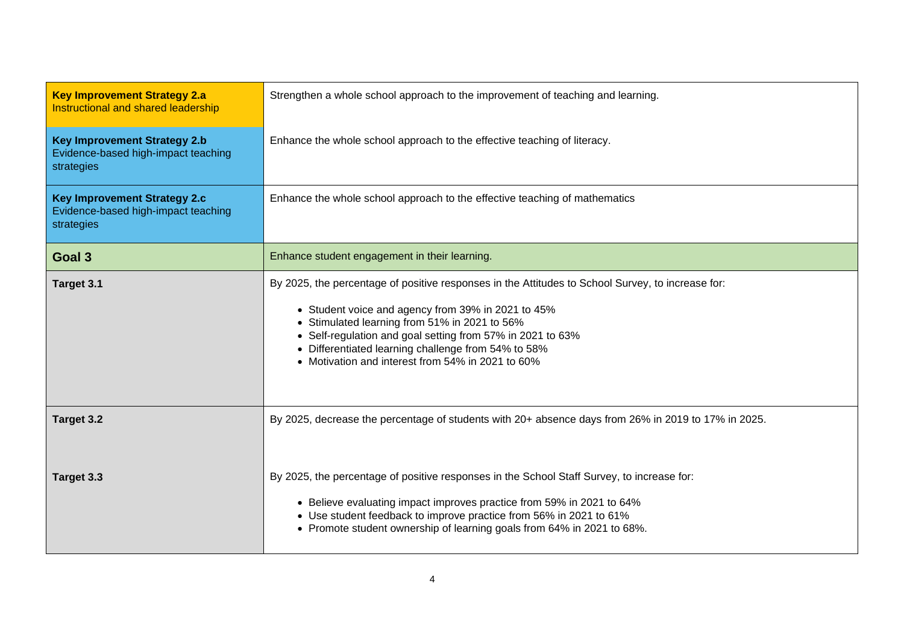| | |
|---|---|
| **Key Improvement Strategy 2.a** Instructional and shared leadership | Strengthen a whole school approach to the improvement of teaching and learning. |
| **Key Improvement Strategy 2.b** Evidence-based high-impact teaching strategies | Enhance the whole school approach to the effective teaching of literacy. |
| **Key Improvement Strategy 2.c** Evidence-based high-impact teaching strategies | Enhance the whole school approach to the effective teaching of mathematics |
| **Goal 3** | Enhance student engagement in their learning. |
| **Target 3.1** | By 2025, the percentage of positive responses in the Attitudes to School Survey, to increase for:<br>• Student voice and agency from 39% in 2021 to 45%<br>• Stimulated learning from 51% in 2021 to 56%<br>• Self-regulation and goal setting from 57% in 2021 to 63%<br>• Differentiated learning challenge from 54% to 58%<br>• Motivation and interest from 54% in 2021 to 60% |
| **Target 3.2** | By 2025, decrease the percentage of students with 20+ absence days from 26% in 2019 to 17% in 2025. |
| **Target 3.3** | By 2025, the percentage of positive responses in the School Staff Survey, to increase for:<br>• Believe evaluating impact improves practice from 59% in 2021 to 64%<br>• Use student feedback to improve practice from 56% in 2021 to 61%<br>• Promote student ownership of learning goals from 64% in 2021 to 68%. |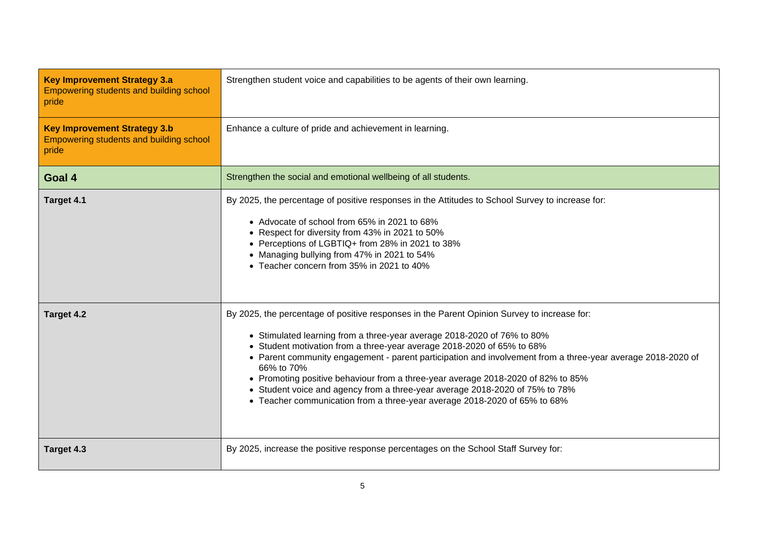| | |
|---|---|
| **Key Improvement Strategy 3.a** Empowering students and building school pride | Strengthen student voice and capabilities to be agents of their own learning. |
| **Key Improvement Strategy 3.b** Empowering students and building school pride | Enhance a culture of pride and achievement in learning. |
| **Goal 4** | Strengthen the social and emotional wellbeing of all students. |
| **Target 4.1** | By 2025, the percentage of positive responses in the Attitudes to School Survey to increase for:<br>• Advocate of school from 65% in 2021 to 68%<br>• Respect for diversity from 43% in 2021 to 50%<br>• Perceptions of LGBTIQ+ from 28% in 2021 to 38%<br>• Managing bullying from 47% in 2021 to 54%<br>• Teacher concern from 35% in 2021 to 40% |
| **Target 4.2** | By 2025, the percentage of positive responses in the Parent Opinion Survey to increase for:<br>• Stimulated learning from a three-year average 2018-2020 of 76% to 80%<br>• Student motivation from a three-year average 2018-2020 of 65% to 68%<br>• Parent community engagement - parent participation and involvement from a three-year average 2018-2020 of 66% to 70%<br>• Promoting positive behaviour from a three-year average 2018-2020 of 82% to 85%<br>• Student voice and agency from a three-year average 2018-2020 of 75% to 78%<br>• Teacher communication from a three-year average 2018-2020 of 65% to 68% |
| **Target 4.3** | By 2025, increase the positive response percentages on the School Staff Survey for: |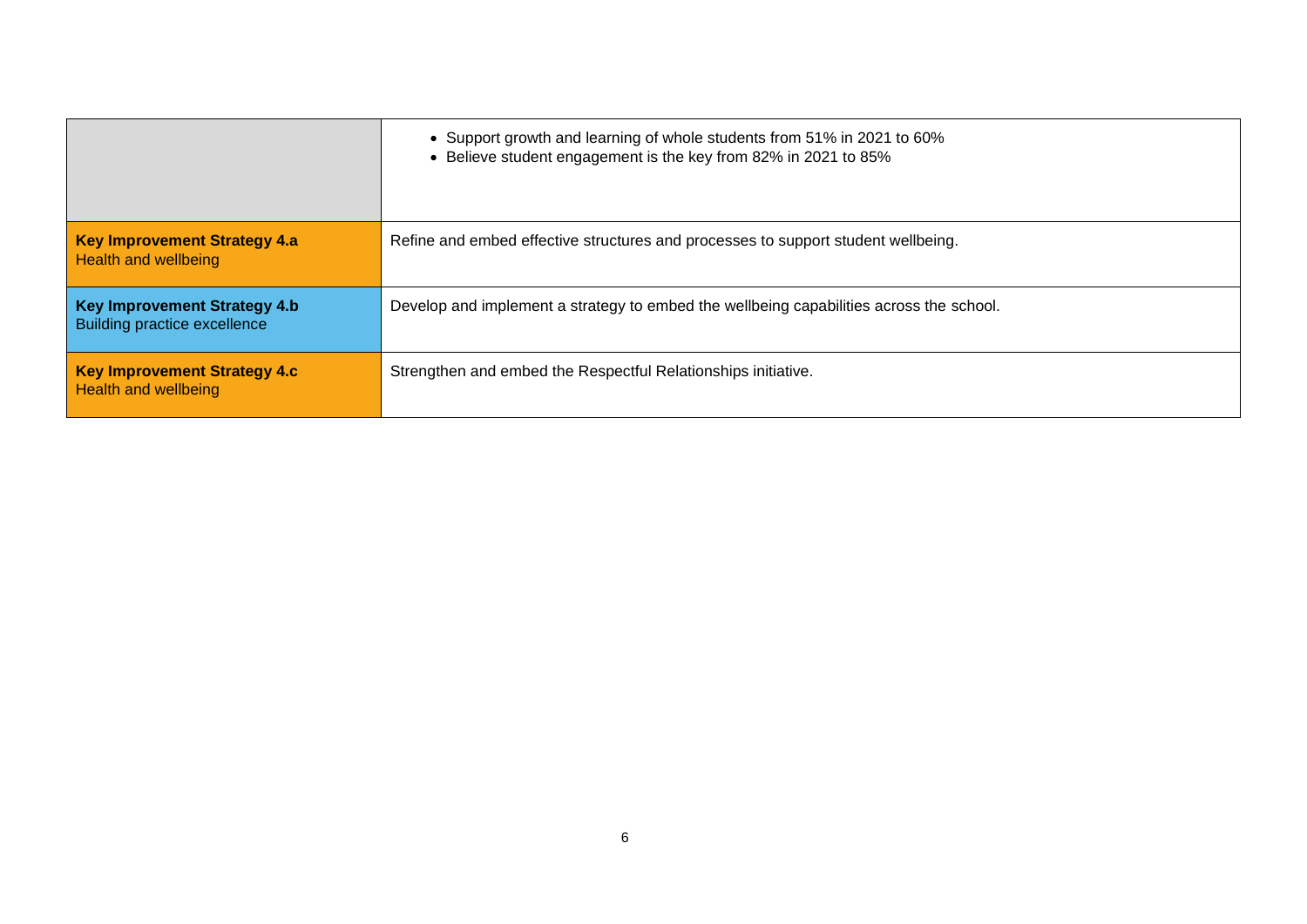| | |
|---|---|
| | • Support growth and learning of whole students from 51% in 2021 to 60%<br>• Believe student engagement is the key from 82% in 2021 to 85% |
| **Key Improvement Strategy 4.a**<br>Health and wellbeing | Refine and embed effective structures and processes to support student wellbeing. |
| **Key Improvement Strategy 4.b**<br>Building practice excellence | Develop and implement a strategy to embed the wellbeing capabilities across the school. |
| **Key Improvement Strategy 4.c**<br>Health and wellbeing | Strengthen and embed the Respectful Relationships initiative. |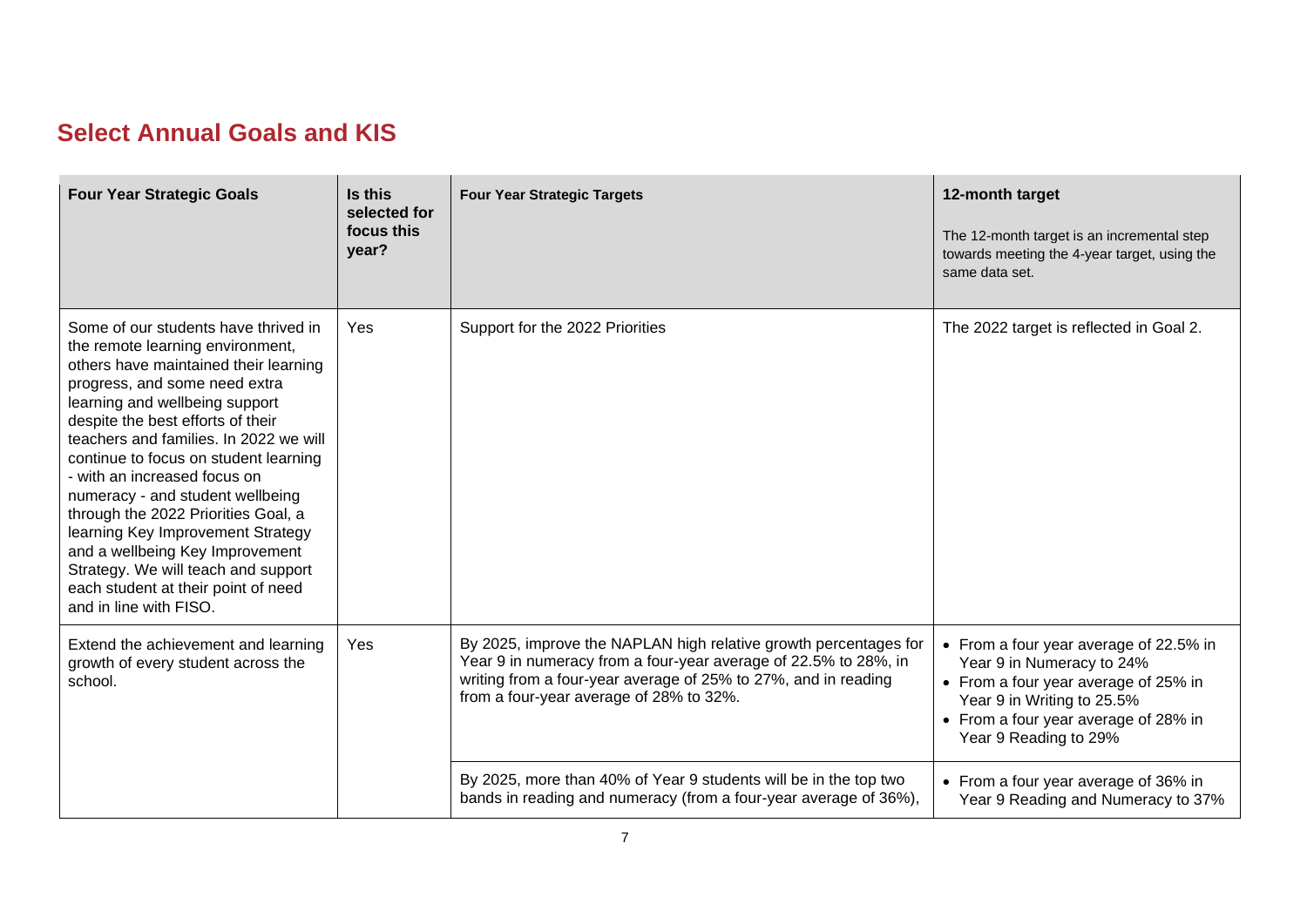## Select Annual Goals and KIS

| Four Year Strategic Goals | Is this selected for focus this year? | Four Year Strategic Targets | 12-month target<br><br>The 12-month target is an incremental step towards meeting the 4-year target, using the same data set. |
|---|---|---|---|
| Some of our students have thrived in the remote learning environment, others have maintained their learning progress, and some need extra learning and wellbeing support despite the best efforts of their teachers and families. In 2022 we will continue to focus on student learning - with an increased focus on numeracy - and student wellbeing through the 2022 Priorities Goal, a learning Key Improvement Strategy and a wellbeing Key Improvement Strategy. We will teach and support each student at their point of need and in line with FISO. | Yes | Support for the 2022 Priorities | The 2022 target is reflected in Goal 2. |
| Extend the achievement and learning growth of every student across the school. | Yes | By 2025, improve the NAPLAN high relative growth percentages for Year 9 in numeracy from a four-year average of 22.5% to 28%, in writing from a four-year average of 25% to 27%, and in reading from a four-year average of 28% to 32%. | • From a four year average of 22.5% in Year 9 in Numeracy to 24%<br>• From a four year average of 25% in Year 9 in Writing to 25.5%<br>• From a four year average of 28% in Year 9 Reading to 29% |
| | | By 2025, more than 40% of Year 9 students will be in the top two bands in reading and numeracy (from a four-year average of 36%), | • From a four year average of 36% in Year 9 Reading and Numeracy to 37% |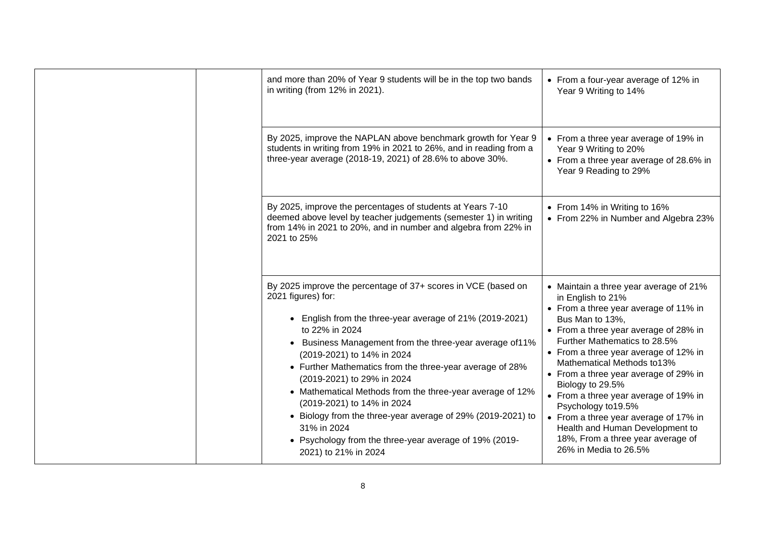| | | | |
|---|---|---|---|
| | | and more than 20% of Year 9 students will be in the top two bands in writing (from 12% in 2021). | • From a four-year average of 12% in Year 9 Writing to 14% |
| | | By 2025, improve the NAPLAN above benchmark growth for Year 9 students in writing from 19% in 2021 to 26%, and in reading from a three-year average (2018-19, 2021) of 28.6% to above 30%. | • From a three year average of 19% in Year 9 Writing to 20%<br>• From a three year average of 28.6% in Year 9 Reading to 29% |
| | | By 2025, improve the percentages of students at Years 7-10 deemed above level by teacher judgements (semester 1) in writing from 14% in 2021 to 20%, and in number and algebra from 22% in 2021 to 25% | • From 14% in Writing to 16%<br>• From 22% in Number and Algebra 23% |
| | | By 2025 improve the percentage of 37+ scores in VCE (based on 2021 figures) for:<br>• English from the three-year average of 21% (2019-2021) to 22% in 2024<br>• Business Management from the three-year average of11% (2019-2021) to 14% in 2024<br>• Further Mathematics from the three-year average of 28% (2019-2021) to 29% in 2024<br>• Mathematical Methods from the three-year average of 12% (2019-2021) to 14% in 2024<br>• Biology from the three-year average of 29% (2019-2021) to 31% in 2024<br>• Psychology from the three-year average of 19% (2019-2021) to 21% in 2024 | • Maintain a three year average of 21% in English to 21%<br>• From a three year average of 11% in Bus Man to 13%,<br>• From a three year average of 28% in Further Mathematics to 28.5%<br>• From a three year average of 12% in Mathematical Methods to13%<br>• From a three year average of 29% in Biology to 29.5%<br>• From a three year average of 19% in Psychology to19.5%<br>• From a three year average of 17% in Health and Human Development to 18%, From a three year average of 26% in Media to 26.5% |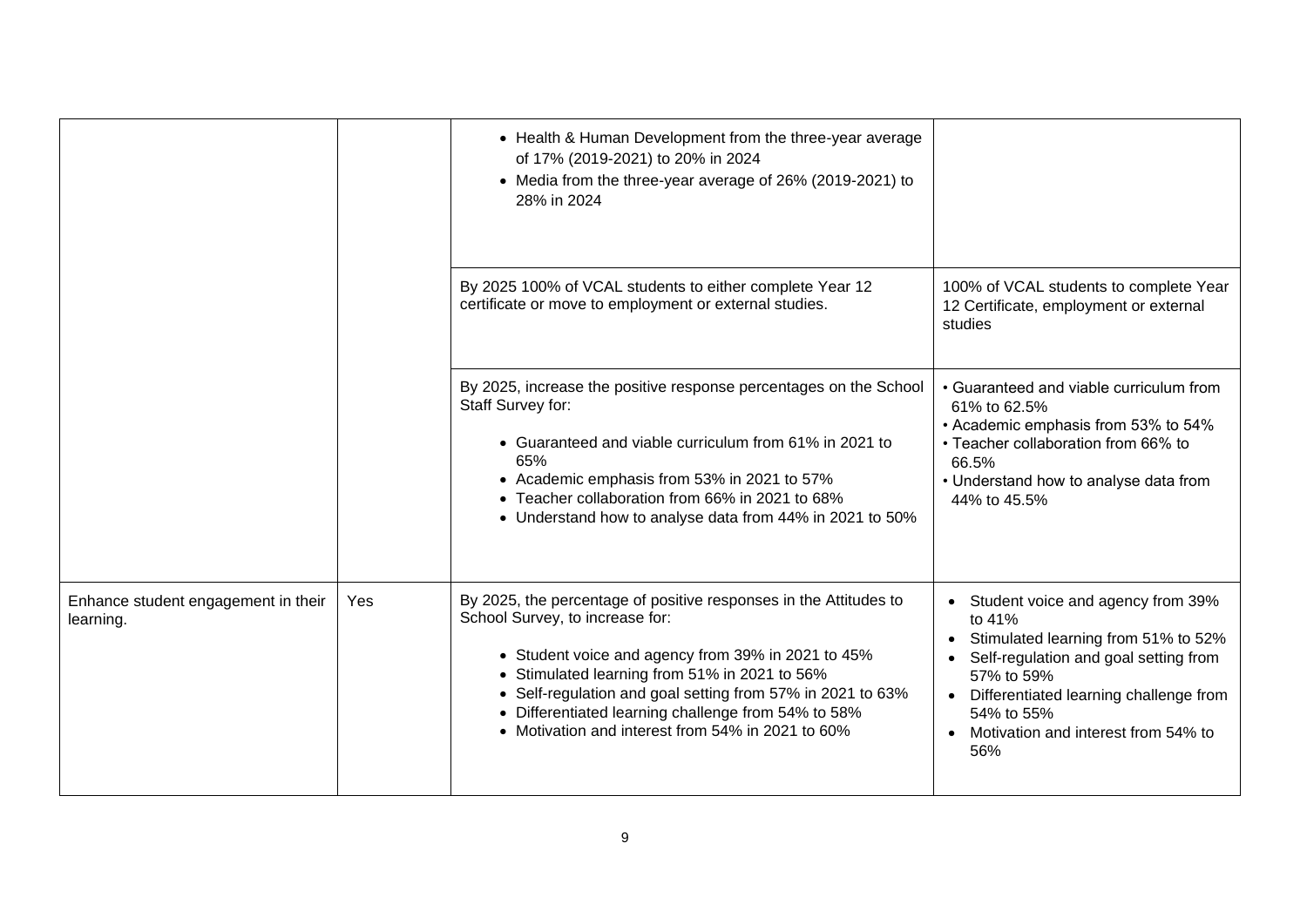| | | | |
|---|---|---|---|
| | | • Health & Human Development from the three-year average of 17% (2019-2021) to 20% in 2024<br>• Media from the three-year average of 26% (2019-2021) to 28% in 2024 | |
| | | By 2025 100% of VCAL students to either complete Year 12 certificate or move to employment or external studies. | 100% of VCAL students to complete Year 12 Certificate, employment or external studies |
| | | By 2025, increase the positive response percentages on the School Staff Survey for:<br>• Guaranteed and viable curriculum from 61% in 2021 to 65%<br>• Academic emphasis from 53% in 2021 to 57%<br>• Teacher collaboration from 66% in 2021 to 68%<br>• Understand how to analyse data from 44% in 2021 to 50% | • Guaranteed and viable curriculum from 61% to 62.5%<br>• Academic emphasis from 53% to 54%<br>• Teacher collaboration from 66% to 66.5%<br>• Understand how to analyse data from 44% to 45.5% |
| Enhance student engagement in their learning. | Yes | By 2025, the percentage of positive responses in the Attitudes to School Survey, to increase for:<br>• Student voice and agency from 39% in 2021 to 45%<br>• Stimulated learning from 51% in 2021 to 56%<br>• Self-regulation and goal setting from 57% in 2021 to 63%<br>• Differentiated learning challenge from 54% to 58%<br>• Motivation and interest from 54% in 2021 to 60% | • Student voice and agency from 39% to 41%<br>• Stimulated learning from 51% to 52%<br>• Self-regulation and goal setting from 57% to 59%<br>• Differentiated learning challenge from 54% to 55%<br>• Motivation and interest from 54% to 56% |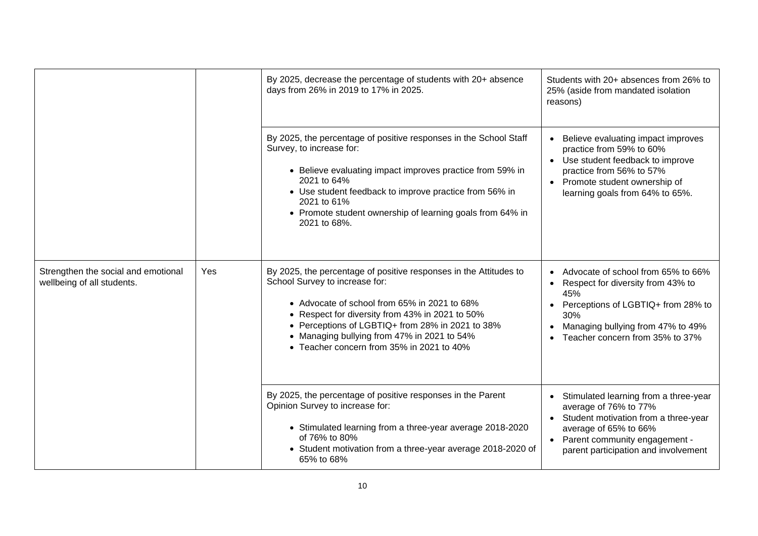| | | | |
|---|---|---|---|
| | | By 2025, decrease the percentage of students with 20+ absence days from 26% in 2019 to 17% in 2025. | Students with 20+ absences from 26% to 25% (aside from mandated isolation reasons) |
| | | By 2025, the percentage of positive responses in the School Staff Survey, to increase for:<br><br>• Believe evaluating impact improves practice from 59% in 2021 to 64%<br>• Use student feedback to improve practice from 56% in 2021 to 61%<br>• Promote student ownership of learning goals from 64% in 2021 to 68%. | • Believe evaluating impact improves practice from 59% to 60%<br>• Use student feedback to improve practice from 56% to 57%<br>• Promote student ownership of learning goals from 64% to 65%. |
| Strengthen the social and emotional wellbeing of all students. | Yes | By 2025, the percentage of positive responses in the Attitudes to School Survey to increase for:<br><br>• Advocate of school from 65% in 2021 to 68%<br>• Respect for diversity from 43% in 2021 to 50%<br>• Perceptions of LGBTIQ+ from 28% in 2021 to 38%<br>• Managing bullying from 47% in 2021 to 54%<br>• Teacher concern from 35% in 2021 to 40% | • Advocate of school from 65% to 66%<br>• Respect for diversity from 43% to 45%<br>• Perceptions of LGBTIQ+ from 28% to 30%<br>• Managing bullying from 47% to 49%<br>• Teacher concern from 35% to 37% |
| | | By 2025, the percentage of positive responses in the Parent Opinion Survey to increase for:<br><br>• Stimulated learning from a three-year average 2018-2020 of 76% to 80%<br>• Student motivation from a three-year average 2018-2020 of 65% to 68% | • Stimulated learning from a three-year average of 76% to 77%<br>• Student motivation from a three-year average of 65% to 66%<br>• Parent community engagement - parent participation and involvement |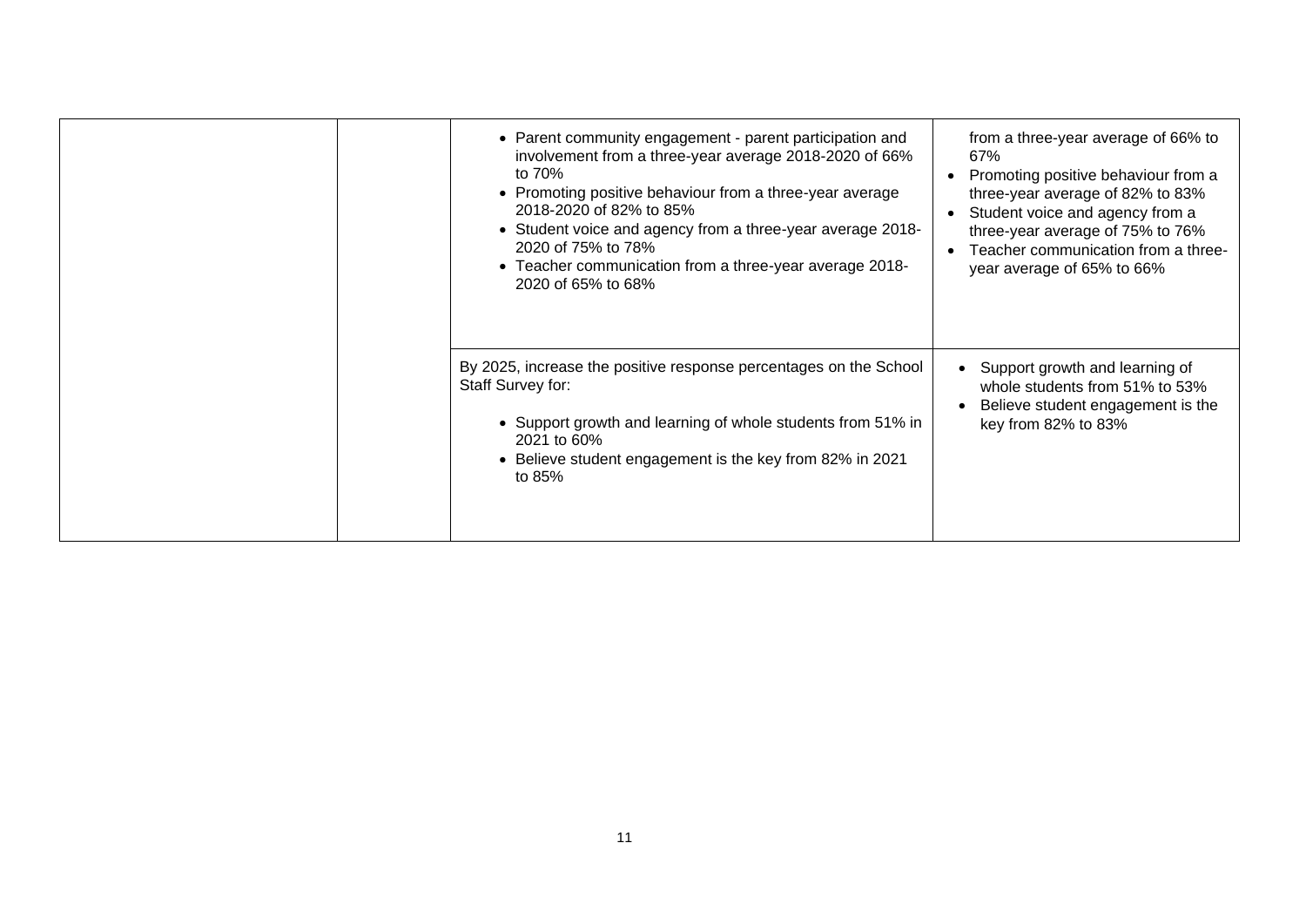| | | | |
|---|---|---|---|
| | | • Parent community engagement - parent participation and involvement from a three-year average 2018-2020 of 66% to 70%<br>• Promoting positive behaviour from a three-year average 2018-2020 of 82% to 85%<br>• Student voice and agency from a three-year average 2018-2020 of 75% to 78%<br>• Teacher communication from a three-year average 2018-2020 of 65% to 68% | from a three-year average of 66% to 67%<br>• Promoting positive behaviour from a three-year average of 82% to 83%<br>• Student voice and agency from a three-year average of 75% to 76%<br>• Teacher communication from a three-year average of 65% to 66% |
| | | By 2025, increase the positive response percentages on the School Staff Survey for:<br><br>• Support growth and learning of whole students from 51% in 2021 to 60%<br>• Believe student engagement is the key from 82% in 2021 to 85% | • Support growth and learning of whole students from 51% to 53%<br>• Believe student engagement is the key from 82% to 83% |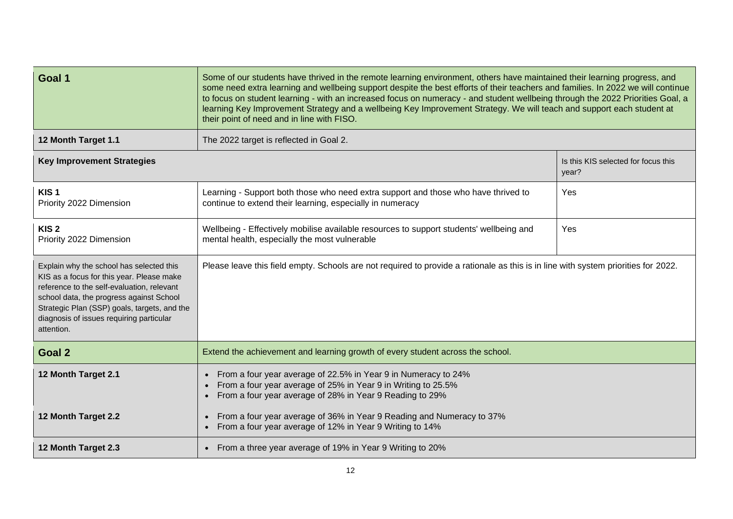| Goal 1 | Some of our students have thrived in the remote learning environment, others have maintained their learning progress, and some need extra learning and wellbeing support despite the best efforts of their teachers and families. In 2022 we will continue to focus on student learning - with an increased focus on numeracy - and student wellbeing through the 2022 Priorities Goal, a learning Key Improvement Strategy and a wellbeing Key Improvement Strategy. We will teach and support each student at their point of need and in line with FISO. | |
|---|---|---|
| **12 Month Target 1.1** | The 2022 target is reflected in Goal 2. | |
| **Key Improvement Strategies** | | Is this KIS selected for focus this year? |
| **KIS 1**<br>Priority 2022 Dimension | Learning - Support both those who need extra support and those who have thrived to continue to extend their learning, especially in numeracy | Yes |
| **KIS 2**<br>Priority 2022 Dimension | Wellbeing - Effectively mobilise available resources to support students' wellbeing and mental health, especially the most vulnerable | Yes |
| Explain why the school has selected this KIS as a focus for this year. Please make reference to the self-evaluation, relevant school data, the progress against School Strategic Plan (SSP) goals, targets, and the diagnosis of issues requiring particular attention. | Please leave this field empty. Schools are not required to provide a rationale as this is in line with system priorities for 2022. | |
| **Goal 2** | Extend the achievement and learning growth of every student across the school. | |
| **12 Month Target 2.1** | • From a four year average of 22.5% in Year 9 in Numeracy to 24%<br>• From a four year average of 25% in Year 9 in Writing to 25.5%<br>• From a four year average of 28% in Year 9 Reading to 29% | |
| **12 Month Target 2.2** | • From a four year average of 36% in Year 9 Reading and Numeracy to 37%<br>• From a four year average of 12% in Year 9 Writing to 14% | |
| **12 Month Target 2.3** | • From a three year average of 19% in Year 9 Writing to 20% | |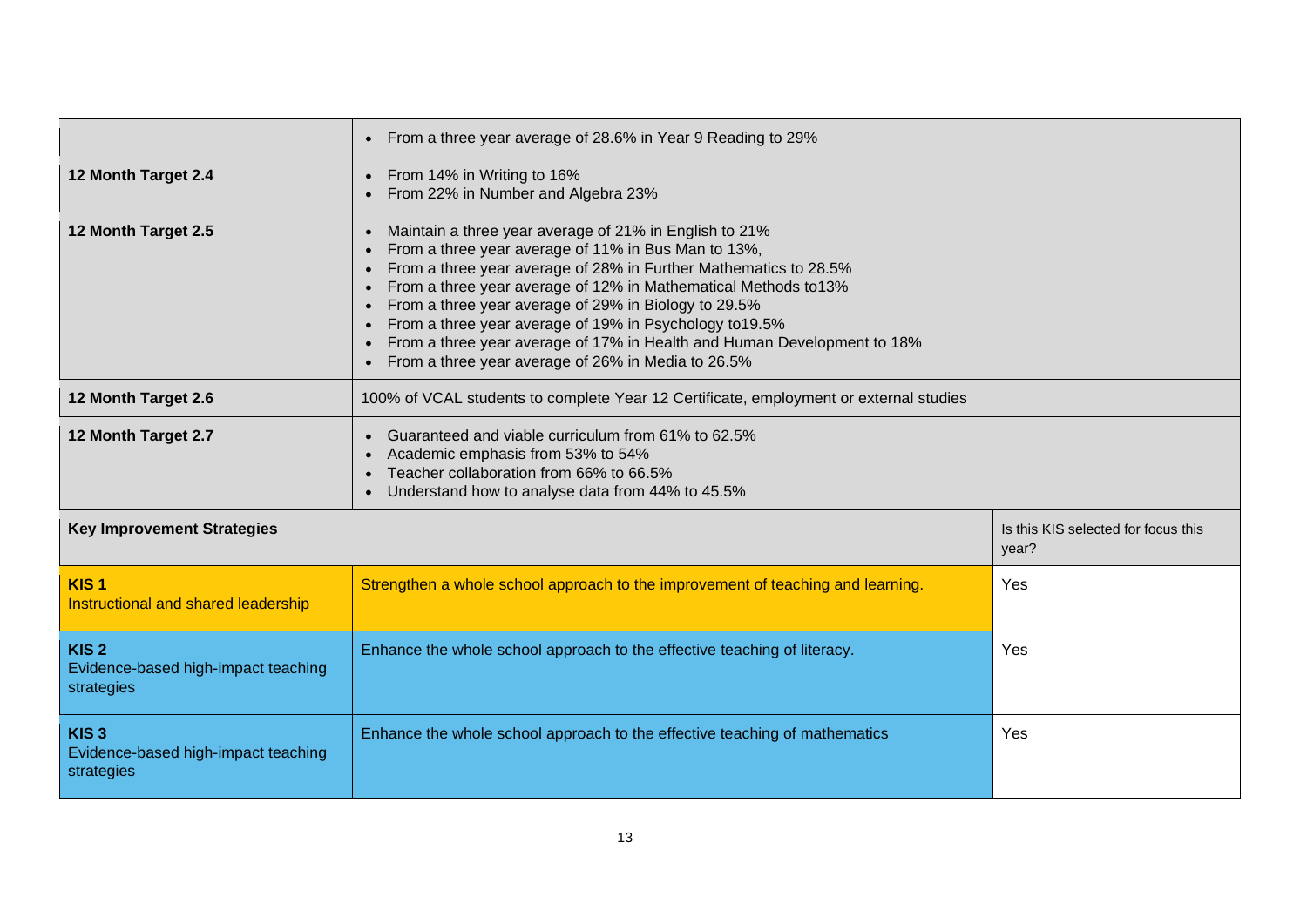| | | |
|---|---|---|
| 12 Month Target 2.4 | • From a three year average of 28.6% in Year 9 Reading to 29%<br>• From 14% in Writing to 16%<br>• From 22% in Number and Algebra 23% | |
| 12 Month Target 2.5 | • Maintain a three year average of 21% in English to 21%<br>• From a three year average of 11% in Bus Man to 13%,<br>• From a three year average of 28% in Further Mathematics to 28.5%<br>• From a three year average of 12% in Mathematical Methods to13%<br>• From a three year average of 29% in Biology to 29.5%<br>• From a three year average of 19% in Psychology to19.5%<br>• From a three year average of 17% in Health and Human Development to 18%<br>• From a three year average of 26% in Media to 26.5% | |
| 12 Month Target 2.6 | 100% of VCAL students to complete Year 12 Certificate, employment or external studies | |
| 12 Month Target 2.7 | • Guaranteed and viable curriculum from 61% to 62.5%<br>• Academic emphasis from 53% to 54%<br>• Teacher collaboration from 66% to 66.5%<br>• Understand how to analyse data from 44% to 45.5% | |
| **Key Improvement Strategies** | | Is this KIS selected for focus this year? |
| **KIS 1**<br>Instructional and shared leadership | Strengthen a whole school approach to the improvement of teaching and learning. | Yes |
| **KIS 2**<br>Evidence-based high-impact teaching strategies | Enhance the whole school approach to the effective teaching of literacy. | Yes |
| **KIS 3**<br>Evidence-based high-impact teaching strategies | Enhance the whole school approach to the effective teaching of mathematics | Yes |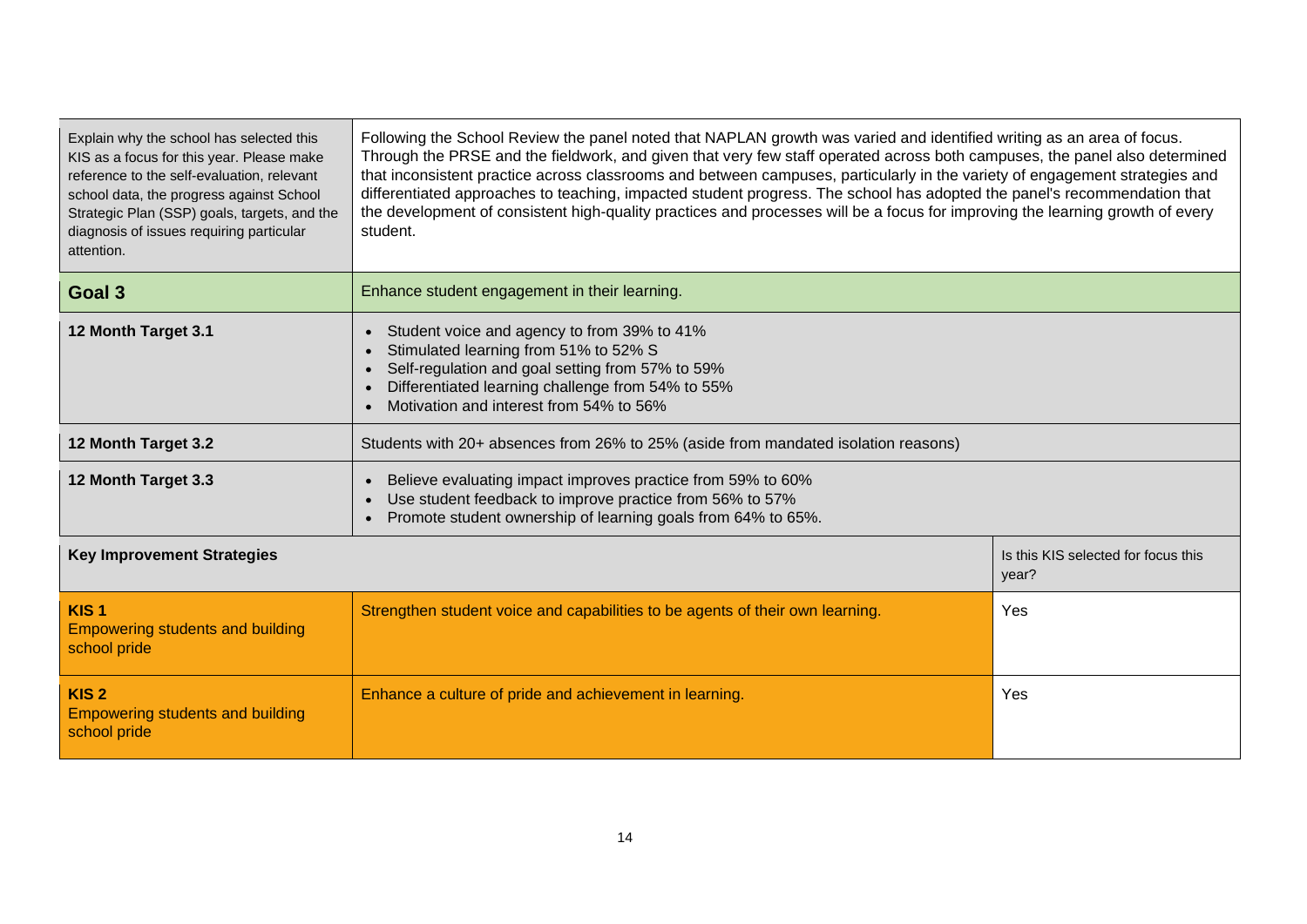| | | |
|---|---|---|
| Explain why the school has selected this KIS as a focus for this year. Please make reference to the self-evaluation, relevant school data, the progress against School Strategic Plan (SSP) goals, targets, and the diagnosis of issues requiring particular attention. | Following the School Review the panel noted that NAPLAN growth was varied and identified writing as an area of focus. Through the PRSE and the fieldwork, and given that very few staff operated across both campuses, the panel also determined that inconsistent practice across classrooms and between campuses, particularly in the variety of engagement strategies and differentiated approaches to teaching, impacted student progress. The school has adopted the panel's recommendation that the development of consistent high-quality practices and processes will be a focus for improving the learning growth of every student. | |
| **Goal 3** | Enhance student engagement in their learning. | |
| **12 Month Target 3.1** | • Student voice and agency to from 39% to 41%<br>• Stimulated learning from 51% to 52% S<br>• Self-regulation and goal setting from 57% to 59%<br>• Differentiated learning challenge from 54% to 55%<br>• Motivation and interest from 54% to 56% | |
| **12 Month Target 3.2** | Students with 20+ absences from 26% to 25% (aside from mandated isolation reasons) | |
| **12 Month Target 3.3** | • Believe evaluating impact improves practice from 59% to 60%<br>• Use student feedback to improve practice from 56% to 57%<br>• Promote student ownership of learning goals from 64% to 65%. | |
| **Key Improvement Strategies** | | Is this KIS selected for focus this year? |
| **KIS 1**<br>Empowering students and building school pride | Strengthen student voice and capabilities to be agents of their own learning. | Yes |
| **KIS 2**<br>Empowering students and building school pride | Enhance a culture of pride and achievement in learning. | Yes |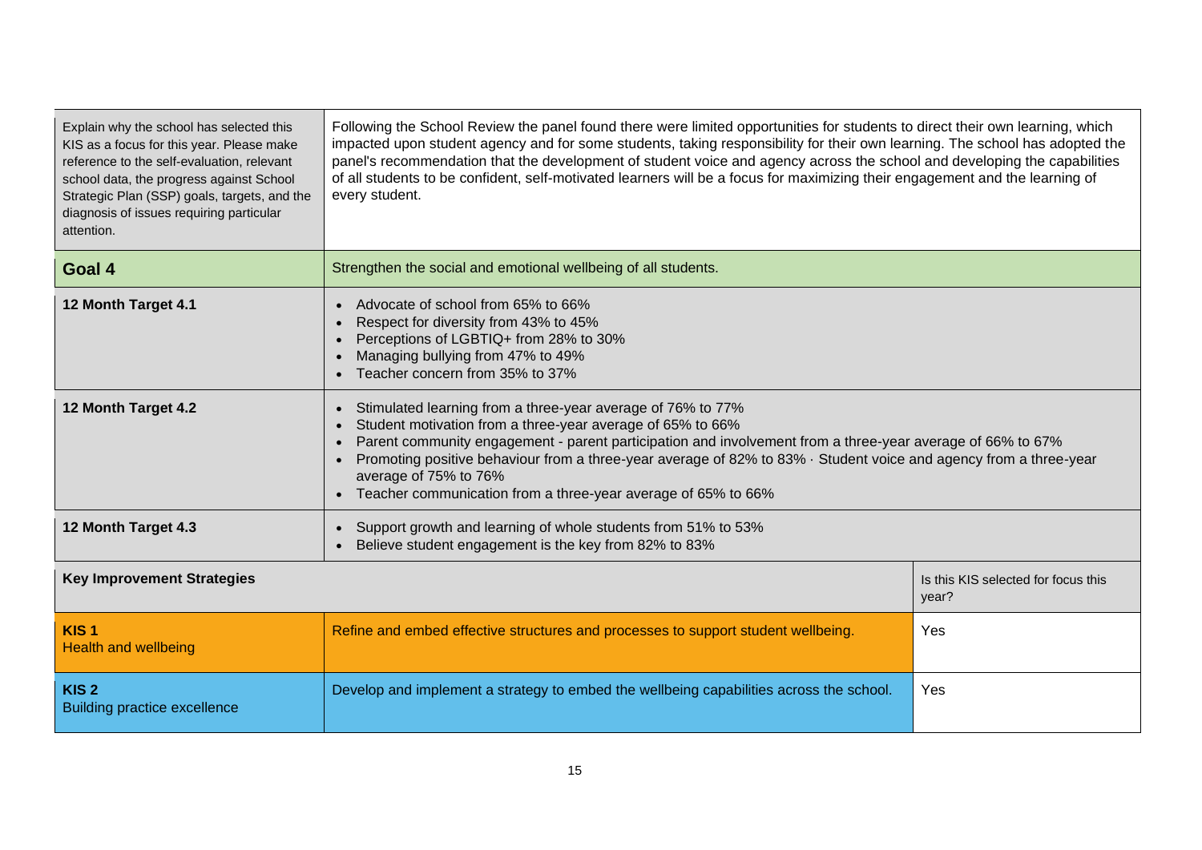| | | |
|---|---|---|
| Explain why the school has selected this KIS as a focus for this year. Please make reference to the self-evaluation, relevant school data, the progress against School Strategic Plan (SSP) goals, targets, and the diagnosis of issues requiring particular attention. | Following the School Review the panel found there were limited opportunities for students to direct their own learning, which impacted upon student agency and for some students, taking responsibility for their own learning. The school has adopted the panel's recommendation that the development of student voice and agency across the school and developing the capabilities of all students to be confident, self-motivated learners will be a focus for maximizing their engagement and the learning of every student. | |
| **Goal 4** | Strengthen the social and emotional wellbeing of all students. | |
| **12 Month Target 4.1** | • Advocate of school from 65% to 66%<br>• Respect for diversity from 43% to 45%<br>• Perceptions of LGBTIQ+ from 28% to 30%<br>• Managing bullying from 47% to 49%<br>• Teacher concern from 35% to 37% | |
| **12 Month Target 4.2** | • Stimulated learning from a three-year average of 76% to 77%<br>• Student motivation from a three-year average of 65% to 66%<br>• Parent community engagement - parent participation and involvement from a three-year average of 66% to 67%<br>• Promoting positive behaviour from a three-year average of 82% to 83% · Student voice and agency from a three-year average of 75% to 76%<br>• Teacher communication from a three-year average of 65% to 66% | |
| **12 Month Target 4.3** | • Support growth and learning of whole students from 51% to 53%<br>• Believe student engagement is the key from 82% to 83% | |
| **Key Improvement Strategies** | | Is this KIS selected for focus this year? |
| **KIS 1**<br>Health and wellbeing | Refine and embed effective structures and processes to support student wellbeing. | Yes |
| **KIS 2**<br>Building practice excellence | Develop and implement a strategy to embed the wellbeing capabilities across the school. | Yes |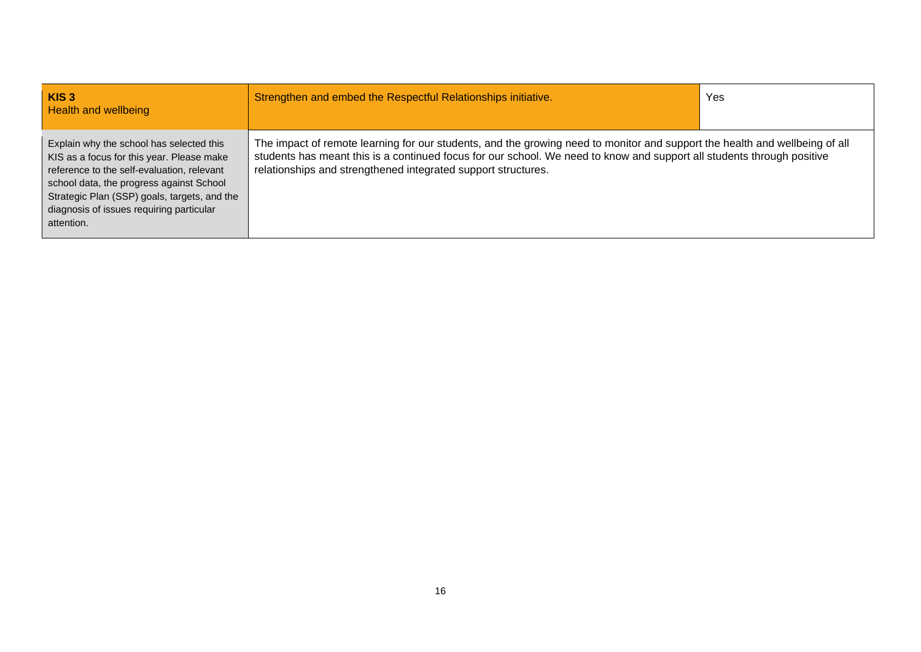| **KIS 3**<br>Health and wellbeing | Strengthen and embed the Respectful Relationships initiative. | Yes |
| --- | --- | --- |
| Explain why the school has selected this KIS as a focus for this year. Please make reference to the self-evaluation, relevant school data, the progress against School Strategic Plan (SSP) goals, targets, and the diagnosis of issues requiring particular attention. | The impact of remote learning for our students, and the growing need to monitor and support the health and wellbeing of all students has meant this is a continued focus for our school. We need to know and support all students through positive relationships and strengthened integrated support structures. | |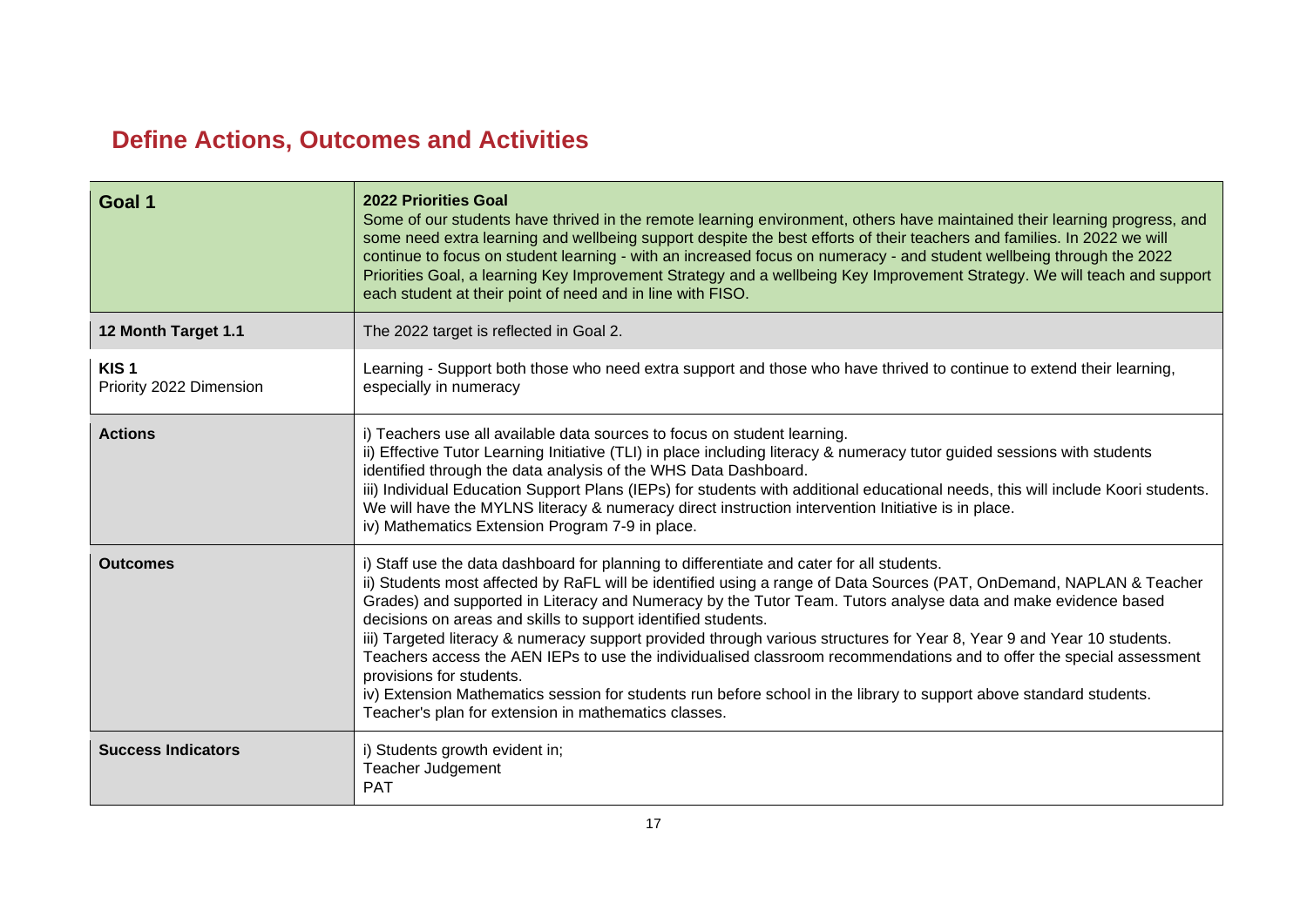## Define Actions, Outcomes and Activities

| Goal 1 | **2022 Priorities Goal**<br>Some of our students have thrived in the remote learning environment, others have maintained their learning progress, and some need extra learning and wellbeing support despite the best efforts of their teachers and families. In 2022 we will continue to focus on student learning - with an increased focus on numeracy - and student wellbeing through the 2022 Priorities Goal, a learning Key Improvement Strategy and a wellbeing Key Improvement Strategy. We will teach and support each student at their point of need and in line with FISO. |
|---|---|
| **12 Month Target 1.1** | The 2022 target is reflected in Goal 2. |
| **KIS 1**<br>Priority 2022 Dimension | Learning - Support both those who need extra support and those who have thrived to continue to extend their learning, especially in numeracy |
| **Actions** | i) Teachers use all available data sources to focus on student learning.<br>ii) Effective Tutor Learning Initiative (TLI) in place including literacy & numeracy tutor guided sessions with students identified through the data analysis of the WHS Data Dashboard.<br>iii) Individual Education Support Plans (IEPs) for students with additional educational needs, this will include Koori students. We will have the MYLNS literacy & numeracy direct instruction intervention Initiative is in place.<br>iv) Mathematics Extension Program 7-9 in place. |
| **Outcomes** | i) Staff use the data dashboard for planning to differentiate and cater for all students.<br>ii) Students most affected by RaFL will be identified using a range of Data Sources (PAT, OnDemand, NAPLAN & Teacher Grades) and supported in Literacy and Numeracy by the Tutor Team. Tutors analyse data and make evidence based decisions on areas and skills to support identified students.<br>iii) Targeted literacy & numeracy support provided through various structures for Year 8, Year 9 and Year 10 students. Teachers access the AEN IEPs to use the individualised classroom recommendations and to offer the special assessment provisions for students.<br>iv) Extension Mathematics session for students run before school in the library to support above standard students. Teacher's plan for extension in mathematics classes. |
| **Success Indicators** | i) Students growth evident in;<br>Teacher Judgement<br>PAT |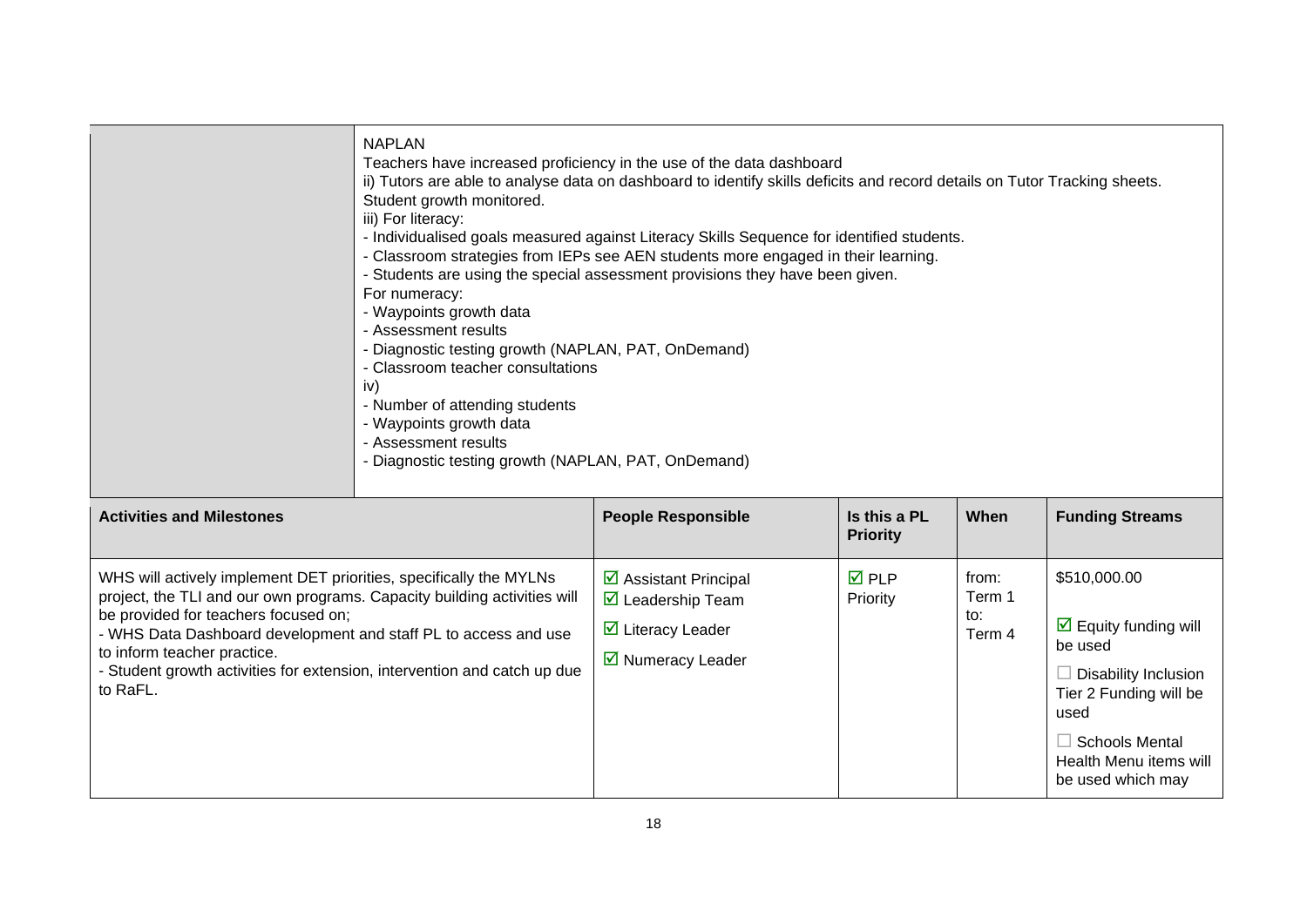| | |
|---|---|
| | NAPLAN<br>Teachers have increased proficiency in the use of the data dashboard<br>ii) Tutors are able to analyse data on dashboard to identify skills deficits and record details on Tutor Tracking sheets. Student growth monitored.<br>iii) For literacy:<br>- Individualised goals measured against Literacy Skills Sequence for identified students.<br>- Classroom strategies from IEPs see AEN students more engaged in their learning.<br>- Students are using the special assessment provisions they have been given.<br>For numeracy:<br>- Waypoints growth data<br>- Assessment results<br>- Diagnostic testing growth (NAPLAN, PAT, OnDemand)<br>- Classroom teacher consultations<br>iv)<br>- Number of attending students<br>- Waypoints growth data<br>- Assessment results<br>- Diagnostic testing growth (NAPLAN, PAT, OnDemand) |

| Activities and Milestones | People Responsible | Is this a PL Priority | When | Funding Streams |
|---|---|---|---|---|
| WHS will actively implement DET priorities, specifically the MYLNs project, the TLI and our own programs. Capacity building activities will be provided for teachers focused on;<br>- WHS Data Dashboard development and staff PL to access and use to inform teacher practice.<br>- Student growth activities for extension, intervention and catch up due to RaFL. | ☑ Assistant Principal<br>☑ Leadership Team<br>☑ Literacy Leader<br>☑ Numeracy Leader | ☑ PLP Priority | from: Term 1 to: Term 4 | $510,000.00<br>☑ Equity funding will be used<br>☐ Disability Inclusion Tier 2 Funding will be used<br>☐ Schools Mental Health Menu items will be used which may |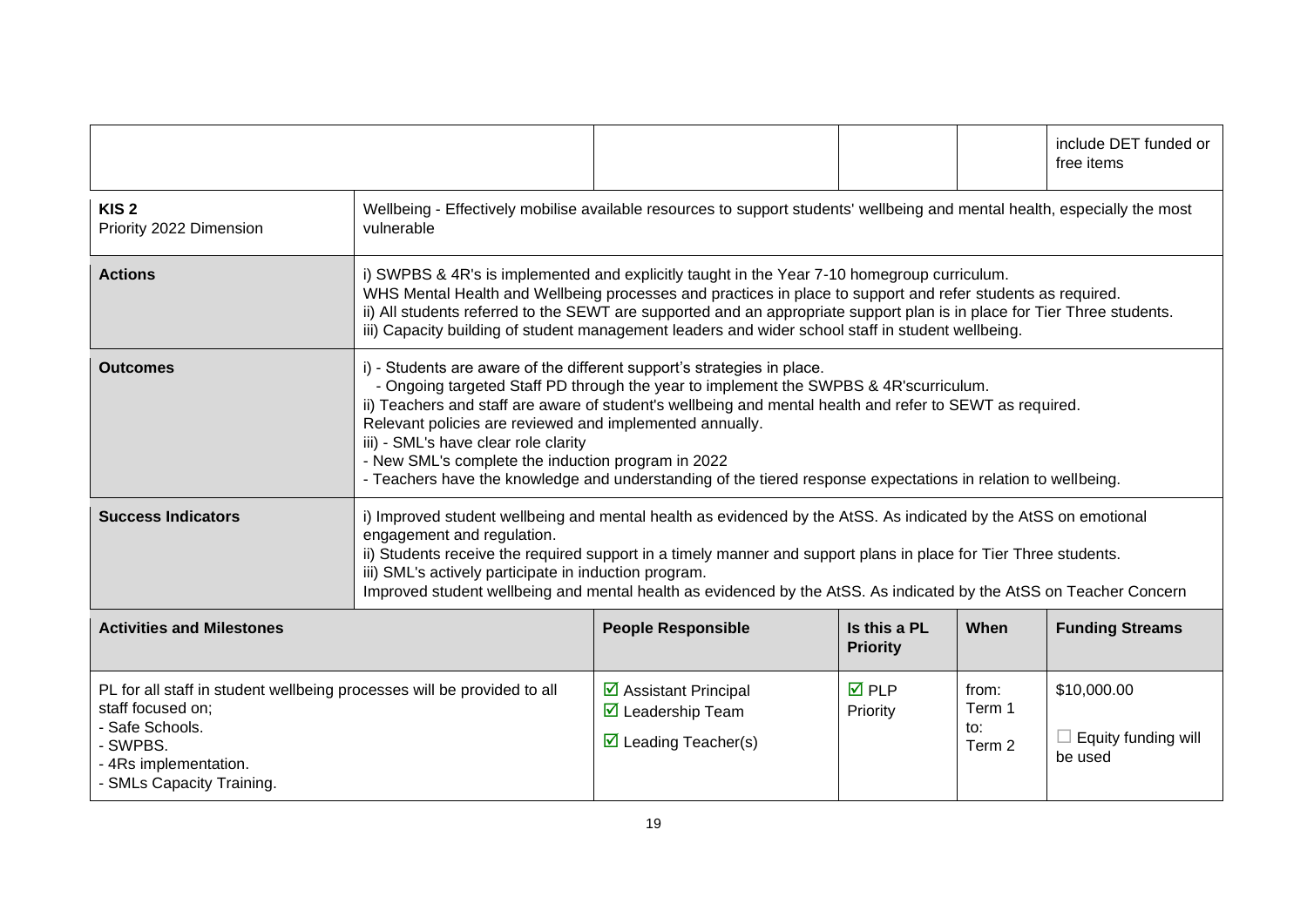| | | | | | |
|---|---|---|---|---|---|
| | | | | | include DET funded or free items |
| **KIS 2**<br>Priority 2022 Dimension | Wellbeing - Effectively mobilise available resources to support students' wellbeing and mental health, especially the most vulnerable | | | | |
| **Actions** | i) SWPBS & 4R's is implemented and explicitly taught in the Year 7-10 homegroup curriculum.<br>WHS Mental Health and Wellbeing processes and practices in place to support and refer students as required.<br>ii) All students referred to the SEWT are supported and an appropriate support plan is in place for Tier Three students.<br>iii) Capacity building of student management leaders and wider school staff in student wellbeing. | | | | |
| **Outcomes** | i) - Students are aware of the different support's strategies in place.<br>- Ongoing targeted Staff PD through the year to implement the SWPBS & 4R'scurriculum.<br>ii) Teachers and staff are aware of student's wellbeing and mental health and refer to SEWT as required.<br>Relevant policies are reviewed and implemented annually.<br>iii) - SML's have clear role clarity<br>- New SML's complete the induction program in 2022<br>- Teachers have the knowledge and understanding of the tiered response expectations in relation to wellbeing. | | | | |
| **Success Indicators** | i) Improved student wellbeing and mental health as evidenced by the AtSS. As indicated by the AtSS on emotional engagement and regulation.<br>ii) Students receive the required support in a timely manner and support plans in place for Tier Three students.<br>iii) SML's actively participate in induction program.<br>Improved student wellbeing and mental health as evidenced by the AtSS. As indicated by the AtSS on Teacher Concern | | | | |
| **Activities and Milestones** | | **People Responsible** | **Is this a PL Priority** | **When** | **Funding Streams** |
| PL for all staff in student wellbeing processes will be provided to all staff focused on;<br>- Safe Schools.<br>- SWPBS.<br>- 4Rs implementation.<br>- SMLs Capacity Training. | | ☑ Assistant Principal<br>☑ Leadership Team<br>☑ Leading Teacher(s) | ☑ PLP Priority | from: Term 1<br>to: Term 2 | $10,000.00<br>☐ Equity funding will be used |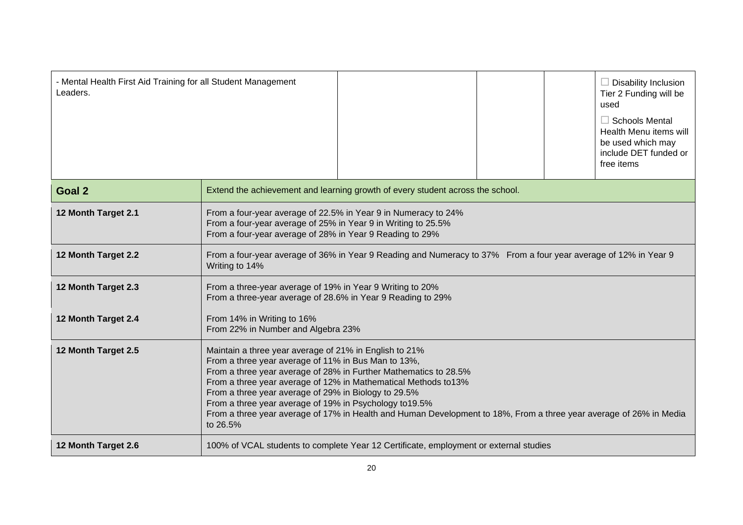| - Mental Health First Aid Training for all Student Management Leaders. | | | | | ☐ Disability Inclusion Tier 2 Funding will be used<br>☐ Schools Mental Health Menu items will be used which may include DET funded or free items |
|---|---|---|---|---|---|

| **Goal 2** | Extend the achievement and learning growth of every student across the school. |
|---|---|
| **12 Month Target 2.1** | From a four-year average of 22.5% in Year 9 in Numeracy to 24%<br>From a four-year average of 25% in Year 9 in Writing to 25.5%<br>From a four-year average of 28% in Year 9 Reading to 29% |
| **12 Month Target 2.2** | From a four-year average of 36% in Year 9 Reading and Numeracy to 37% From a four year average of 12% in Year 9 Writing to 14% |
| **12 Month Target 2.3** | From a three-year average of 19% in Year 9 Writing to 20%<br>From a three-year average of 28.6% in Year 9 Reading to 29% |
| **12 Month Target 2.4** | From 14% in Writing to 16%<br>From 22% in Number and Algebra 23% |
| **12 Month Target 2.5** | Maintain a three year average of 21% in English to 21%<br>From a three year average of 11% in Bus Man to 13%,<br>From a three year average of 28% in Further Mathematics to 28.5%<br>From a three year average of 12% in Mathematical Methods to13%<br>From a three year average of 29% in Biology to 29.5%<br>From a three year average of 19% in Psychology to19.5%<br>From a three year average of 17% in Health and Human Development to 18%, From a three year average of 26% in Media to 26.5% |
| **12 Month Target 2.6** | 100% of VCAL students to complete Year 12 Certificate, employment or external studies |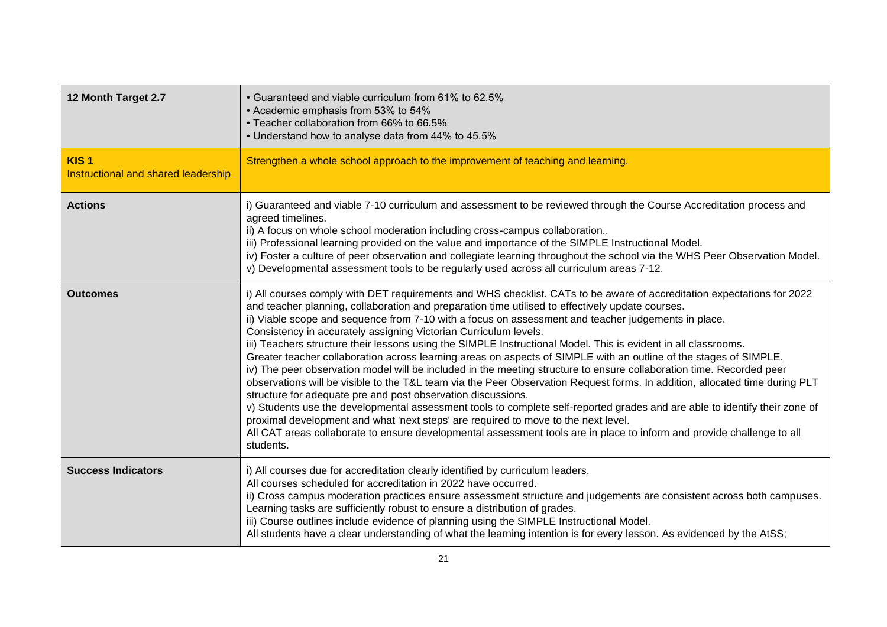| 12 Month Target 2.7 | • Guaranteed and viable curriculum from 61% to 62.5%<br>• Academic emphasis from 53% to 54%<br>• Teacher collaboration from 66% to 66.5%<br>• Understand how to analyse data from 44% to 45.5% |
|---|---|
| **KIS 1**<br>Instructional and shared leadership | Strengthen a whole school approach to the improvement of teaching and learning. |
| **Actions** | i) Guaranteed and viable 7-10 curriculum and assessment to be reviewed through the Course Accreditation process and agreed timelines.<br>ii) A focus on whole school moderation including cross-campus collaboration..<br>iii) Professional learning provided on the value and importance of the SIMPLE Instructional Model.<br>iv) Foster a culture of peer observation and collegiate learning throughout the school via the WHS Peer Observation Model.<br>v) Developmental assessment tools to be regularly used across all curriculum areas 7-12. |
| **Outcomes** | i) All courses comply with DET requirements and WHS checklist. CATs to be aware of accreditation expectations for 2022 and teacher planning, collaboration and preparation time utilised to effectively update courses.<br>ii) Viable scope and sequence from 7-10 with a focus on assessment and teacher judgements in place.<br>Consistency in accurately assigning Victorian Curriculum levels.<br>iii) Teachers structure their lessons using the SIMPLE Instructional Model. This is evident in all classrooms.<br>Greater teacher collaboration across learning areas on aspects of SIMPLE with an outline of the stages of SIMPLE.<br>iv) The peer observation model will be included in the meeting structure to ensure collaboration time. Recorded peer observations will be visible to the T&L team via the Peer Observation Request forms. In addition, allocated time during PLT structure for adequate pre and post observation discussions.<br>v) Students use the developmental assessment tools to complete self-reported grades and are able to identify their zone of proximal development and what 'next steps' are required to move to the next level.<br>All CAT areas collaborate to ensure developmental assessment tools are in place to inform and provide challenge to all students. |
| **Success Indicators** | i) All courses due for accreditation clearly identified by curriculum leaders.<br>All courses scheduled for accreditation in 2022 have occurred.<br>ii) Cross campus moderation practices ensure assessment structure and judgements are consistent across both campuses.<br>Learning tasks are sufficiently robust to ensure a distribution of grades.<br>iii) Course outlines include evidence of planning using the SIMPLE Instructional Model.<br>All students have a clear understanding of what the learning intention is for every lesson. As evidenced by the AtSS; |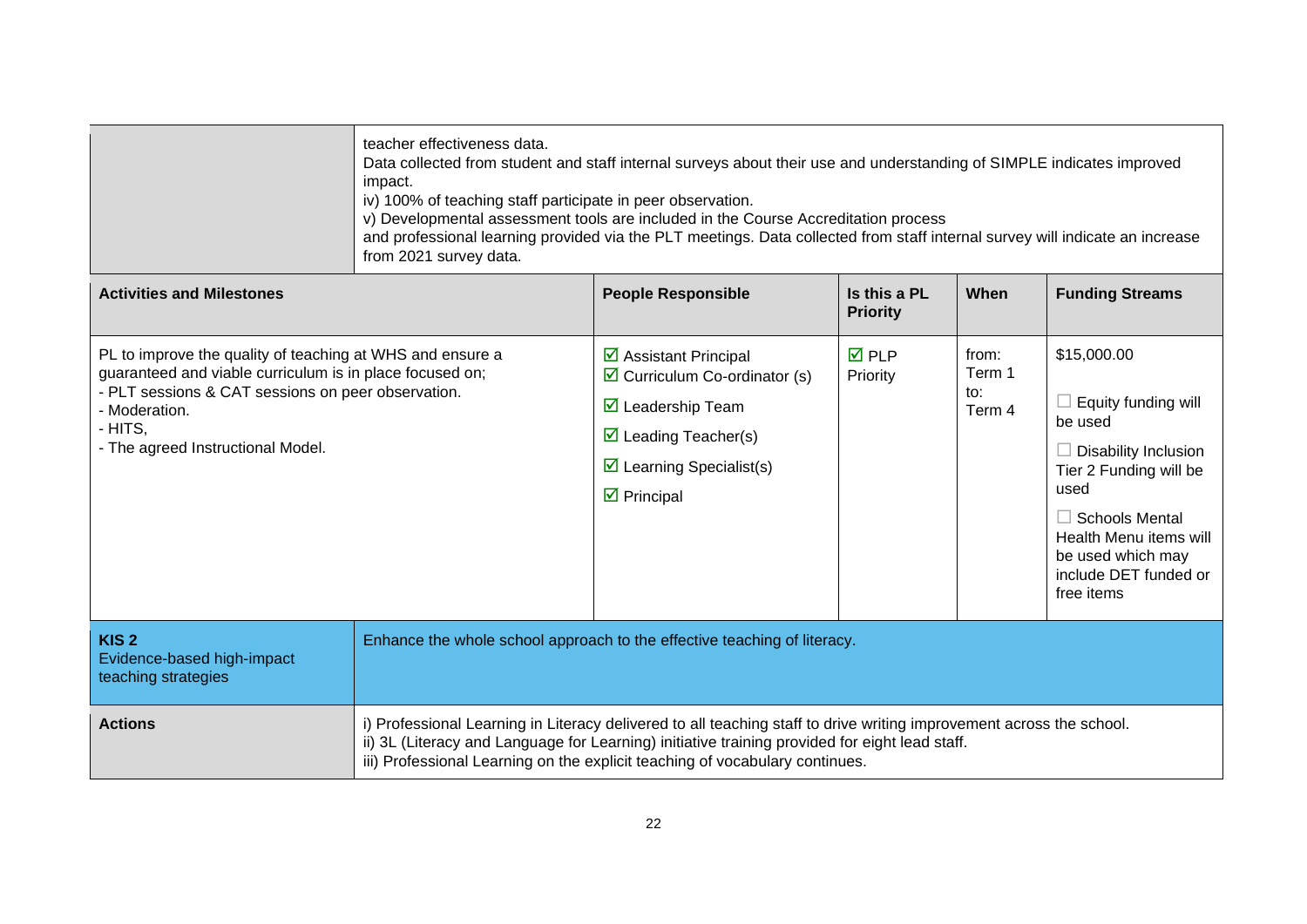| | |
|---|---|
| | teacher effectiveness data.<br>Data collected from student and staff internal surveys about their use and understanding of SIMPLE indicates improved impact.<br>iv) 100% of teaching staff participate in peer observation.<br>v) Developmental assessment tools are included in the Course Accreditation process and professional learning provided via the PLT meetings. Data collected from staff internal survey will indicate an increase from 2021 survey data. |

| Activities and Milestones | People Responsible | Is this a PL Priority | When | Funding Streams |
|---|---|---|---|---|
| PL to improve the quality of teaching at WHS and ensure a guaranteed and viable curriculum is in place focused on;<br>- PLT sessions & CAT sessions on peer observation.<br>- Moderation.<br>- HITS,<br>- The agreed Instructional Model. | ☑ Assistant Principal<br>☑ Curriculum Co-ordinator (s)<br>☑ Leadership Team<br>☑ Leading Teacher(s)<br>☑ Learning Specialist(s)<br>☑ Principal | ☑ PLP Priority | from:<br>Term 1<br>to:<br>Term 4 | $15,000.00<br>☐ Equity funding will be used<br>☐ Disability Inclusion Tier 2 Funding will be used<br>☐ Schools Mental Health Menu items will be used which may include DET funded or free items |

| | |
|---|---|
| **KIS 2**<br>Evidence-based high-impact teaching strategies | Enhance the whole school approach to the effective teaching of literacy. |
| **Actions** | i) Professional Learning in Literacy delivered to all teaching staff to drive writing improvement across the school.<br>ii) 3L (Literacy and Language for Learning) initiative training provided for eight lead staff.<br>iii) Professional Learning on the explicit teaching of vocabulary continues. |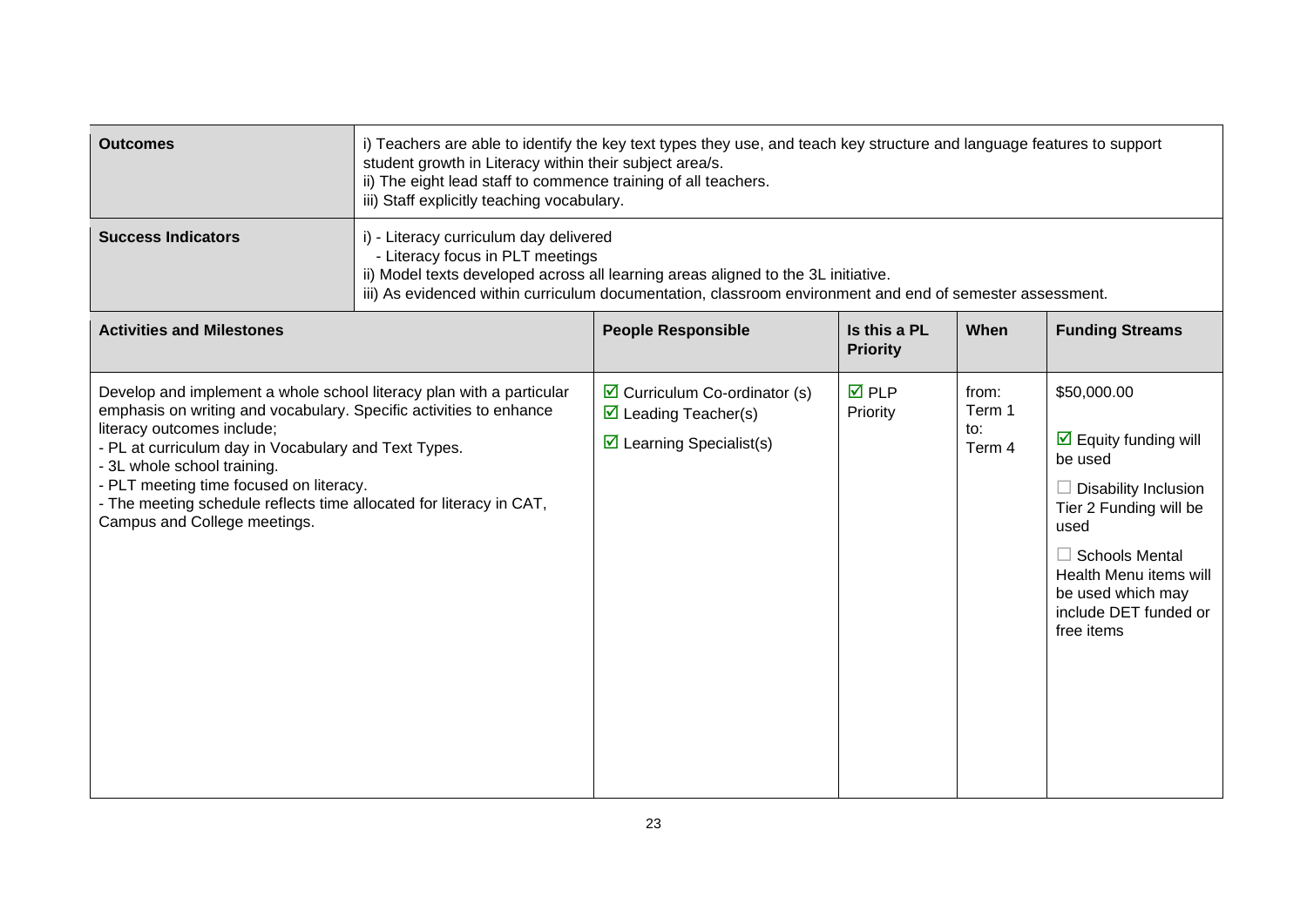| Outcomes | i) Teachers are able to identify the key text types they use, and teach key structure and language features to support student growth in Literacy within their subject area/s.<br>ii) The eight lead staff to commence training of all teachers.<br>iii) Staff explicitly teaching vocabulary. | | | |
|---|---|---|---|---|
| **Success Indicators** | i) - Literacy curriculum day delivered<br>- Literacy focus in PLT meetings<br>ii) Model texts developed across all learning areas aligned to the 3L initiative.<br>iii) As evidenced within curriculum documentation, classroom environment and end of semester assessment. | | | |
| **Activities and Milestones** | **People Responsible** | **Is this a PL Priority** | **When** | **Funding Streams** |
| Develop and implement a whole school literacy plan with a particular emphasis on writing and vocabulary. Specific activities to enhance literacy outcomes include;<br>- PL at curriculum day in Vocabulary and Text Types.<br>- 3L whole school training.<br>- PLT meeting time focused on literacy.<br>- The meeting schedule reflects time allocated for literacy in CAT, Campus and College meetings. | ☑ Curriculum Co-ordinator (s)<br>☑ Leading Teacher(s)<br>☑ Learning Specialist(s) | ☑ PLP Priority | from: Term 1<br>to: Term 4 | $50,000.00<br><br>☑ Equity funding will be used<br><br>☐ Disability Inclusion Tier 2 Funding will be used<br><br>☐ Schools Mental Health Menu items will be used which may include DET funded or free items |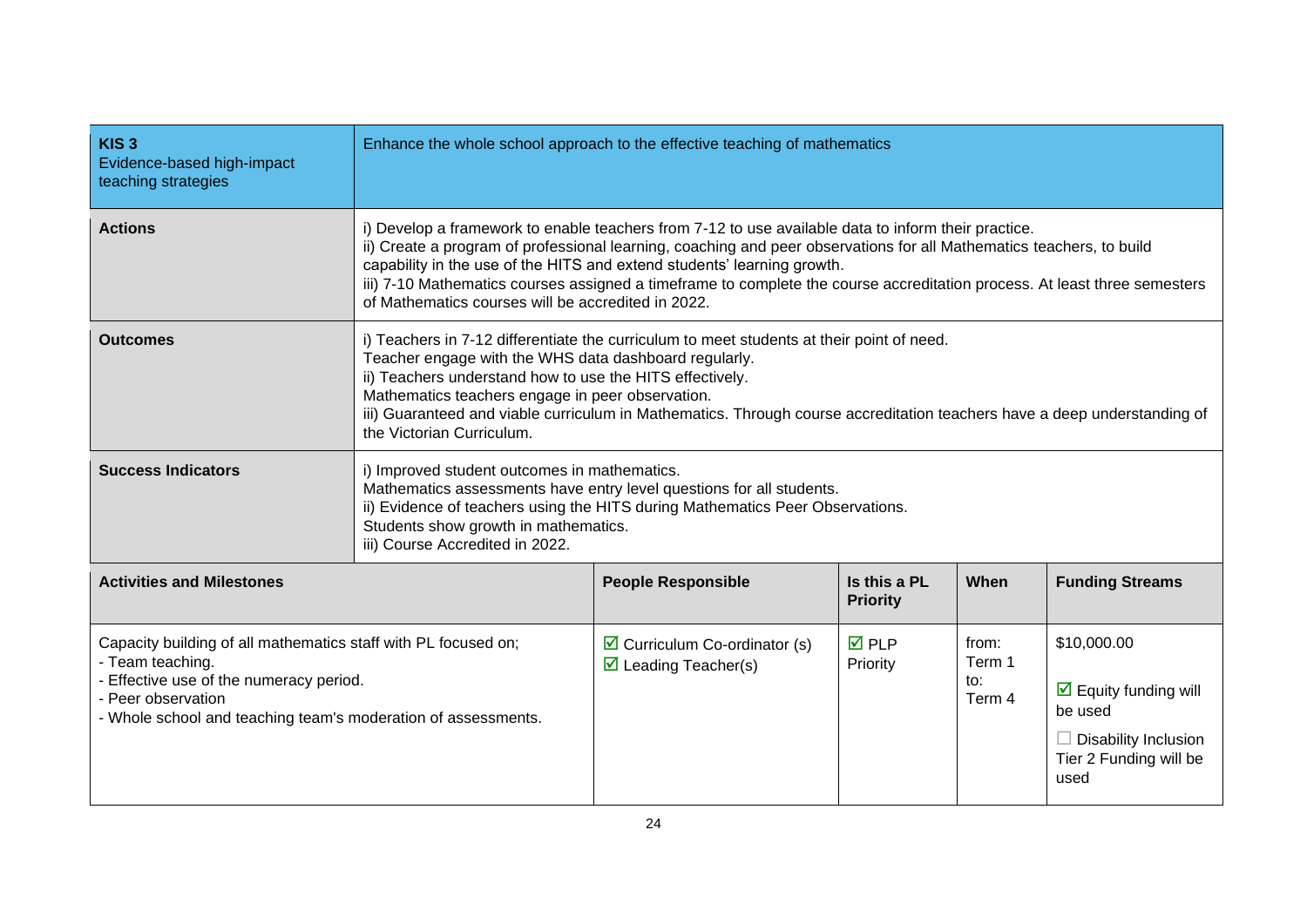| **KIS 3**<br>Evidence-based high-impact teaching strategies | Enhance the whole school approach to the effective teaching of mathematics | | | |
|---|---|---|---|---|
| **Actions** | i) Develop a framework to enable teachers from 7-12 to use available data to inform their practice.<br>ii) Create a program of professional learning, coaching and peer observations for all Mathematics teachers, to build capability in the use of the HITS and extend students' learning growth.<br>iii) 7-10 Mathematics courses assigned a timeframe to complete the course accreditation process. At least three semesters of Mathematics courses will be accredited in 2022. | | | |
| **Outcomes** | i) Teachers in 7-12 differentiate the curriculum to meet students at their point of need.<br>Teacher engage with the WHS data dashboard regularly.<br>ii) Teachers understand how to use the HITS effectively.<br>Mathematics teachers engage in peer observation.<br>iii) Guaranteed and viable curriculum in Mathematics. Through course accreditation teachers have a deep understanding of the Victorian Curriculum. | | | |
| **Success Indicators** | i) Improved student outcomes in mathematics.<br>Mathematics assessments have entry level questions for all students.<br>ii) Evidence of teachers using the HITS during Mathematics Peer Observations.<br>Students show growth in mathematics.<br>iii) Course Accredited in 2022. | | | |
| **Activities and Milestones** | **People Responsible** | **Is this a PL Priority** | **When** | **Funding Streams** |
| Capacity building of all mathematics staff with PL focused on;<br>- Team teaching.<br>- Effective use of the numeracy period.<br>- Peer observation<br>- Whole school and teaching team's moderation of assessments. | ☑ Curriculum Co-ordinator (s)<br>☑ Leading Teacher(s) | ☑ PLP Priority | from:<br>Term 1<br>to:<br>Term 4 | $10,000.00<br>☑ Equity funding will be used<br>☐ Disability Inclusion Tier 2 Funding will be used |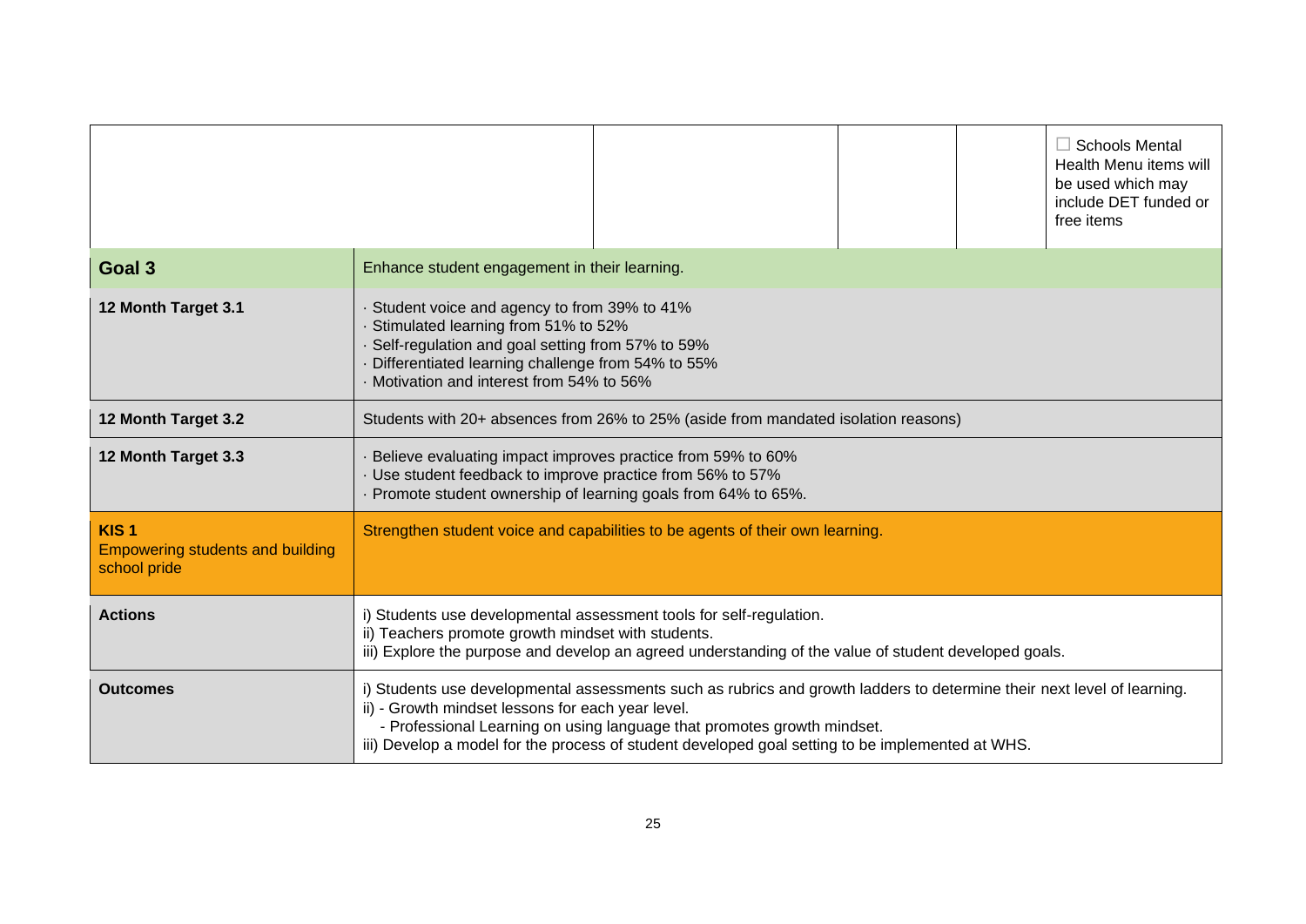| | | | | |
|---|---|---|---|---|
| | | | | ☐ Schools Mental Health Menu items will be used which may include DET funded or free items |

| | |
|---|---|
| **Goal 3** | Enhance student engagement in their learning. |
| **12 Month Target 3.1** | · Student voice and agency to from 39% to 41%<br>· Stimulated learning from 51% to 52%<br>· Self-regulation and goal setting from 57% to 59%<br>· Differentiated learning challenge from 54% to 55%<br>· Motivation and interest from 54% to 56% |
| **12 Month Target 3.2** | Students with 20+ absences from 26% to 25% (aside from mandated isolation reasons) |
| **12 Month Target 3.3** | · Believe evaluating impact improves practice from 59% to 60%<br>· Use student feedback to improve practice from 56% to 57%<br>· Promote student ownership of learning goals from 64% to 65%. |
| **KIS 1**<br>Empowering students and building school pride | Strengthen student voice and capabilities to be agents of their own learning. |
| **Actions** | i) Students use developmental assessment tools for self-regulation.<br>ii) Teachers promote growth mindset with students.<br>iii) Explore the purpose and develop an agreed understanding of the value of student developed goals. |
| **Outcomes** | i) Students use developmental assessments such as rubrics and growth ladders to determine their next level of learning.<br>ii) - Growth mindset lessons for each year level.<br>- Professional Learning on using language that promotes growth mindset.<br>iii) Develop a model for the process of student developed goal setting to be implemented at WHS. |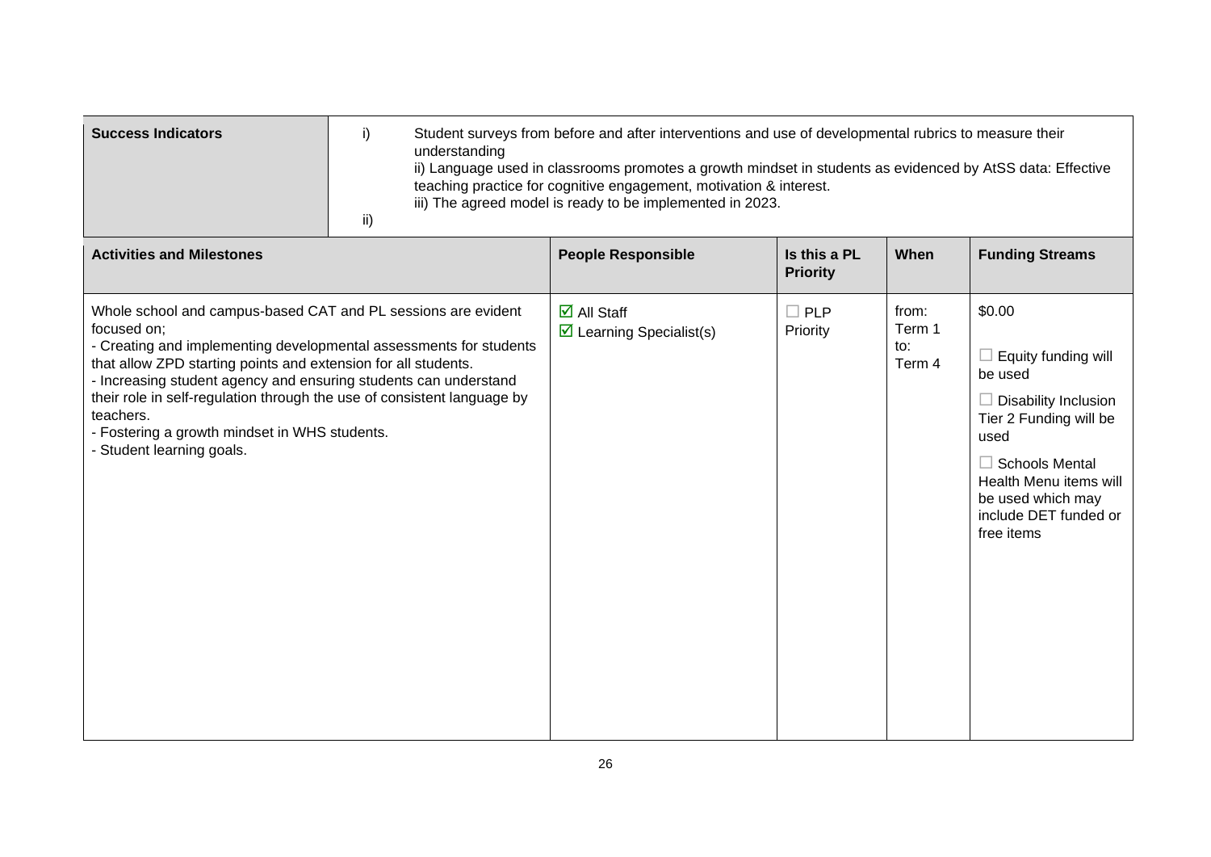| Success Indicators | i) Student surveys from before and after interventions and use of developmental rubrics to measure their understanding<br>ii) Language used in classrooms promotes a growth mindset in students as evidenced by AtSS data: Effective teaching practice for cognitive engagement, motivation & interest.<br>iii) The agreed model is ready to be implemented in 2023.<br>ii) |
|---|---|

| Activities and Milestones | People Responsible | Is this a PL Priority | When | Funding Streams |
|---|---|---|---|---|
| Whole school and campus-based CAT and PL sessions are evident focused on;<br>- Creating and implementing developmental assessments for students that allow ZPD starting points and extension for all students.<br>- Increasing student agency and ensuring students can understand their role in self-regulation through the use of consistent language by teachers.<br>- Fostering a growth mindset in WHS students.<br>- Student learning goals. | ☑ All Staff<br>☑ Learning Specialist(s) | ☐ PLP Priority | from: Term 1<br>to: Term 4 | $0.00<br>☐ Equity funding will be used<br>☐ Disability Inclusion Tier 2 Funding will be used<br>☐ Schools Mental Health Menu items will be used which may include DET funded or free items |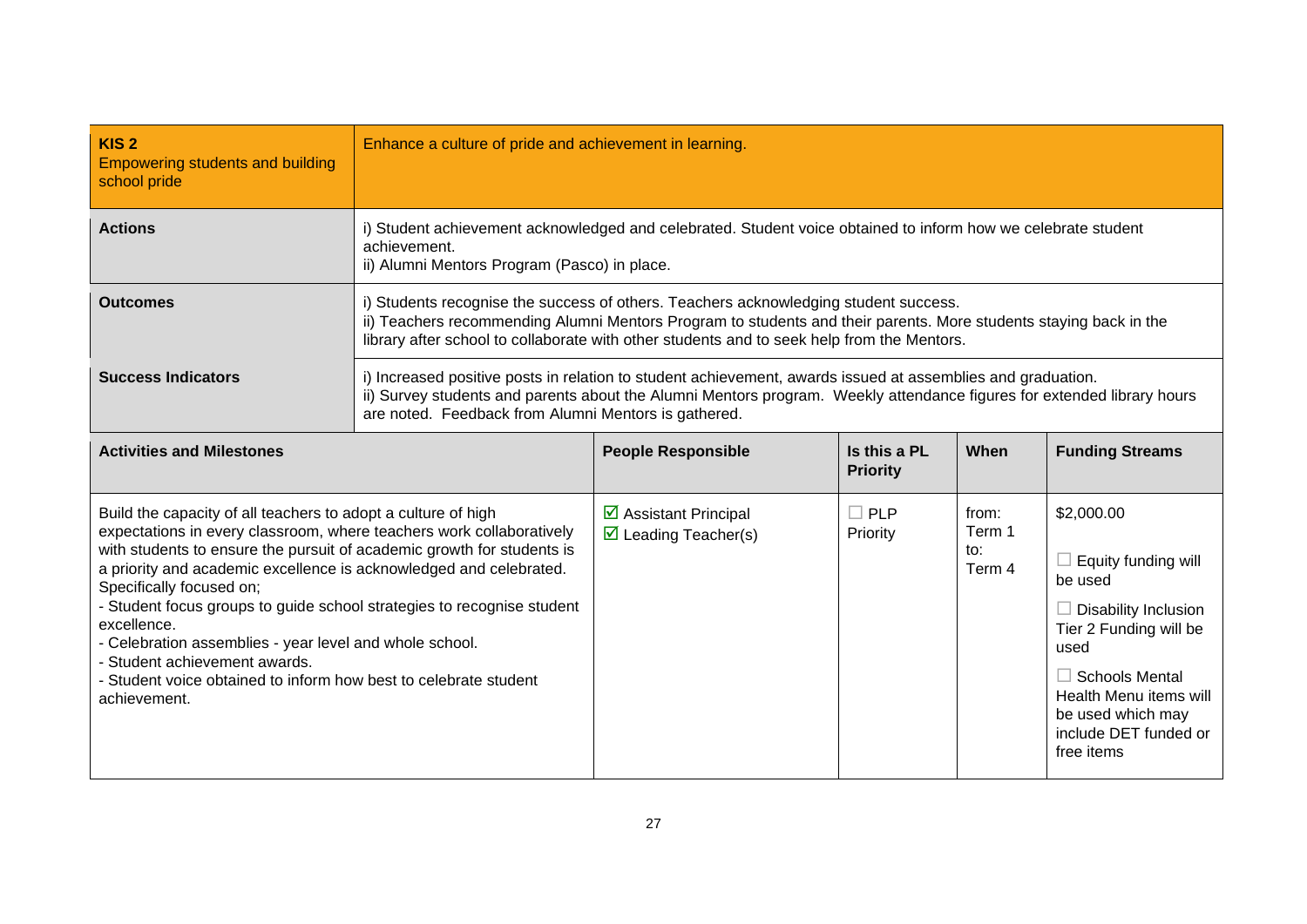| KIS 2<br>Empowering students and building school pride | Enhance a culture of pride and achievement in learning. | | | |
|---|---|---|---|---|
| **Actions** | i) Student achievement acknowledged and celebrated. Student voice obtained to inform how we celebrate student achievement.<br>ii) Alumni Mentors Program (Pasco) in place. | | | |
| **Outcomes** | i) Students recognise the success of others. Teachers acknowledging student success.<br>ii) Teachers recommending Alumni Mentors Program to students and their parents. More students staying back in the library after school to collaborate with other students and to seek help from the Mentors. | | | |
| **Success Indicators** | i) Increased positive posts in relation to student achievement, awards issued at assemblies and graduation.<br>ii) Survey students and parents about the Alumni Mentors program. Weekly attendance figures for extended library hours are noted. Feedback from Alumni Mentors is gathered. | | | |
| **Activities and Milestones** | **People Responsible** | **Is this a PL Priority** | **When** | **Funding Streams** |
| Build the capacity of all teachers to adopt a culture of high expectations in every classroom, where teachers work collaboratively with students to ensure the pursuit of academic growth for students is a priority and academic excellence is acknowledged and celebrated.<br>Specifically focused on;<br>- Student focus groups to guide school strategies to recognise student excellence.<br>- Celebration assemblies - year level and whole school.<br>- Student achievement awards.<br>- Student voice obtained to inform how best to celebrate student achievement. | ☑ Assistant Principal<br>☑ Leading Teacher(s) | ☐ PLP Priority | from:<br>Term 1<br>to:<br>Term 4 | $2,000.00<br>☐ Equity funding will be used<br>☐ Disability Inclusion Tier 2 Funding will be used<br>☐ Schools Mental Health Menu items will be used which may include DET funded or free items |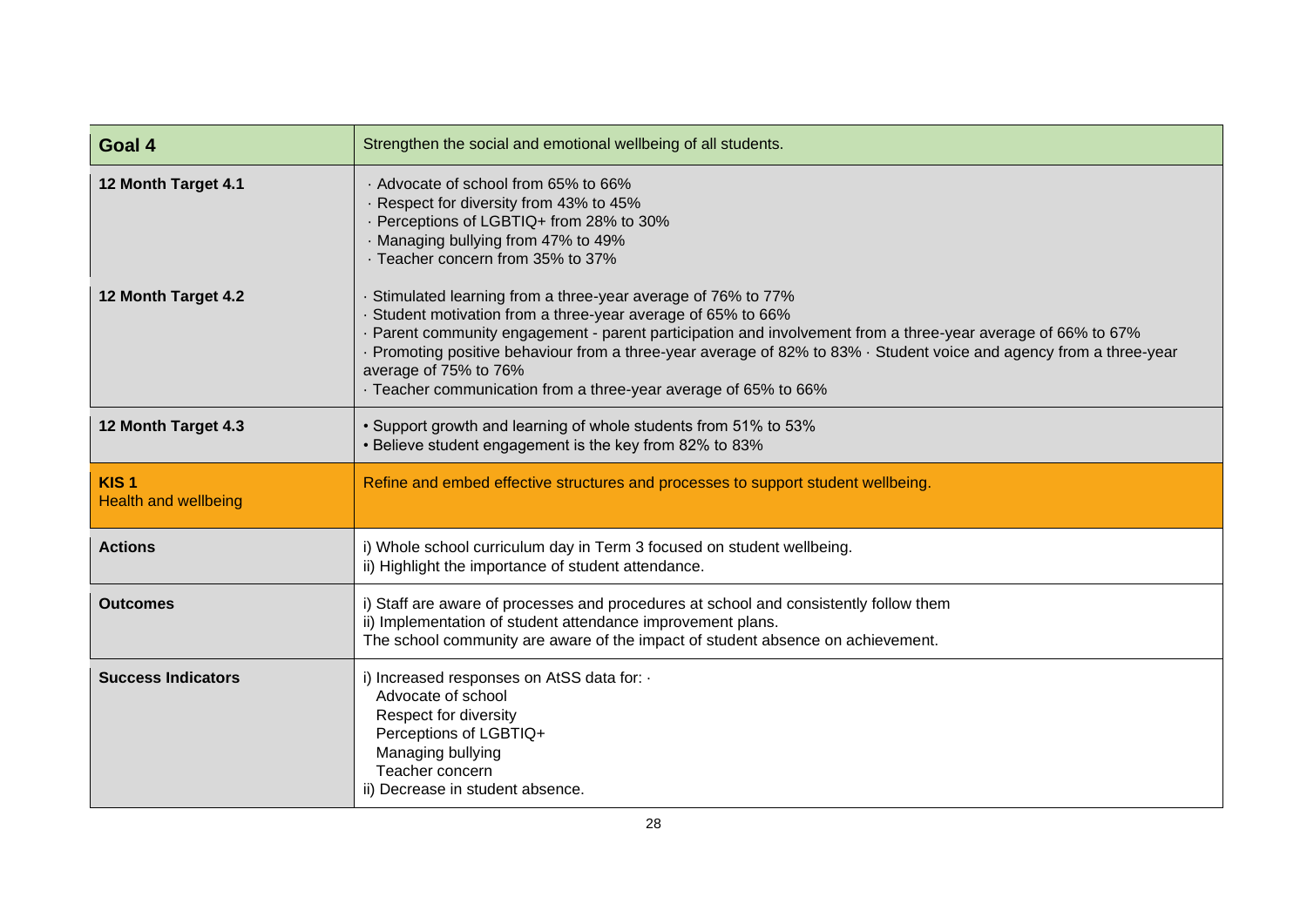| Goal 4 | Strengthen the social and emotional wellbeing of all students. |
|---|---|
| **12 Month Target 4.1** | · Advocate of school from 65% to 66%<br>· Respect for diversity from 43% to 45%<br>· Perceptions of LGBTIQ+ from 28% to 30%<br>· Managing bullying from 47% to 49%<br>· Teacher concern from 35% to 37% |
| **12 Month Target 4.2** | · Stimulated learning from a three-year average of 76% to 77%<br>· Student motivation from a three-year average of 65% to 66%<br>· Parent community engagement - parent participation and involvement from a three-year average of 66% to 67%<br>· Promoting positive behaviour from a three-year average of 82% to 83% · Student voice and agency from a three-year average of 75% to 76%<br>· Teacher communication from a three-year average of 65% to 66% |
| **12 Month Target 4.3** | • Support growth and learning of whole students from 51% to 53%<br>• Believe student engagement is the key from 82% to 83% |
| **KIS 1**<br>Health and wellbeing | Refine and embed effective structures and processes to support student wellbeing. |
| **Actions** | i) Whole school curriculum day in Term 3 focused on student wellbeing.<br>ii) Highlight the importance of student attendance. |
| **Outcomes** | i) Staff are aware of processes and procedures at school and consistently follow them<br>ii) Implementation of student attendance improvement plans.<br>The school community are aware of the impact of student absence on achievement. |
| **Success Indicators** | i) Increased responses on AtSS data for: ·<br>Advocate of school<br>Respect for diversity<br>Perceptions of LGBTIQ+<br>Managing bullying<br>Teacher concern<br>ii) Decrease in student absence. |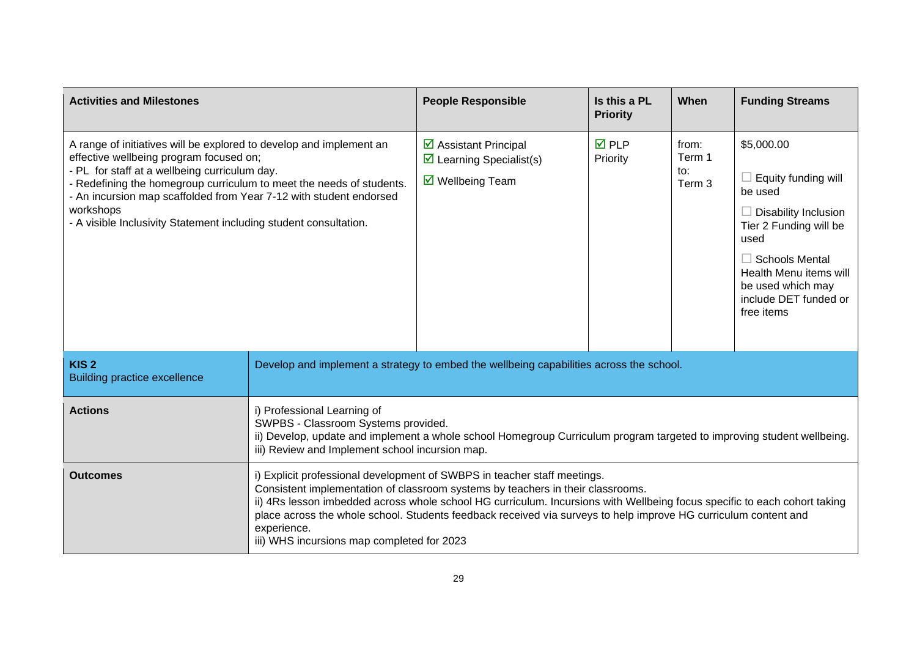| Activities and Milestones | People Responsible | Is this a PL Priority | When | Funding Streams |
|---|---|---|---|---|
| A range of initiatives will be explored to develop and implement an effective wellbeing program focused on;<br>- PL for staff at a wellbeing curriculum day.<br>- Redefining the homegroup curriculum to meet the needs of students.<br>- An incursion map scaffolded from Year 7-12 with student endorsed workshops<br>- A visible Inclusivity Statement including student consultation. | ☑ Assistant Principal<br>☑ Learning Specialist(s)<br>☑ Wellbeing Team | ☑ PLP Priority | from: Term 1<br>to: Term 3 | $5,000.00<br>☐ Equity funding will be used<br>☐ Disability Inclusion Tier 2 Funding will be used<br>☐ Schools Mental Health Menu items will be used which may include DET funded or free items |

| **KIS 2**<br>Building practice excellence | Develop and implement a strategy to embed the wellbeing capabilities across the school. |
|---|---|
| **Actions** | i) Professional Learning of<br>SWPBS - Classroom Systems provided.<br>ii) Develop, update and implement a whole school Homegroup Curriculum program targeted to improving student wellbeing.<br>iii) Review and Implement school incursion map. |
| **Outcomes** | i) Explicit professional development of SWBPS in teacher staff meetings.<br>Consistent implementation of classroom systems by teachers in their classrooms.<br>ii) 4Rs lesson imbedded across whole school HG curriculum. Incursions with Wellbeing focus specific to each cohort taking place across the whole school. Students feedback received via surveys to help improve HG curriculum content and experience.<br>iii) WHS incursions map completed for 2023 |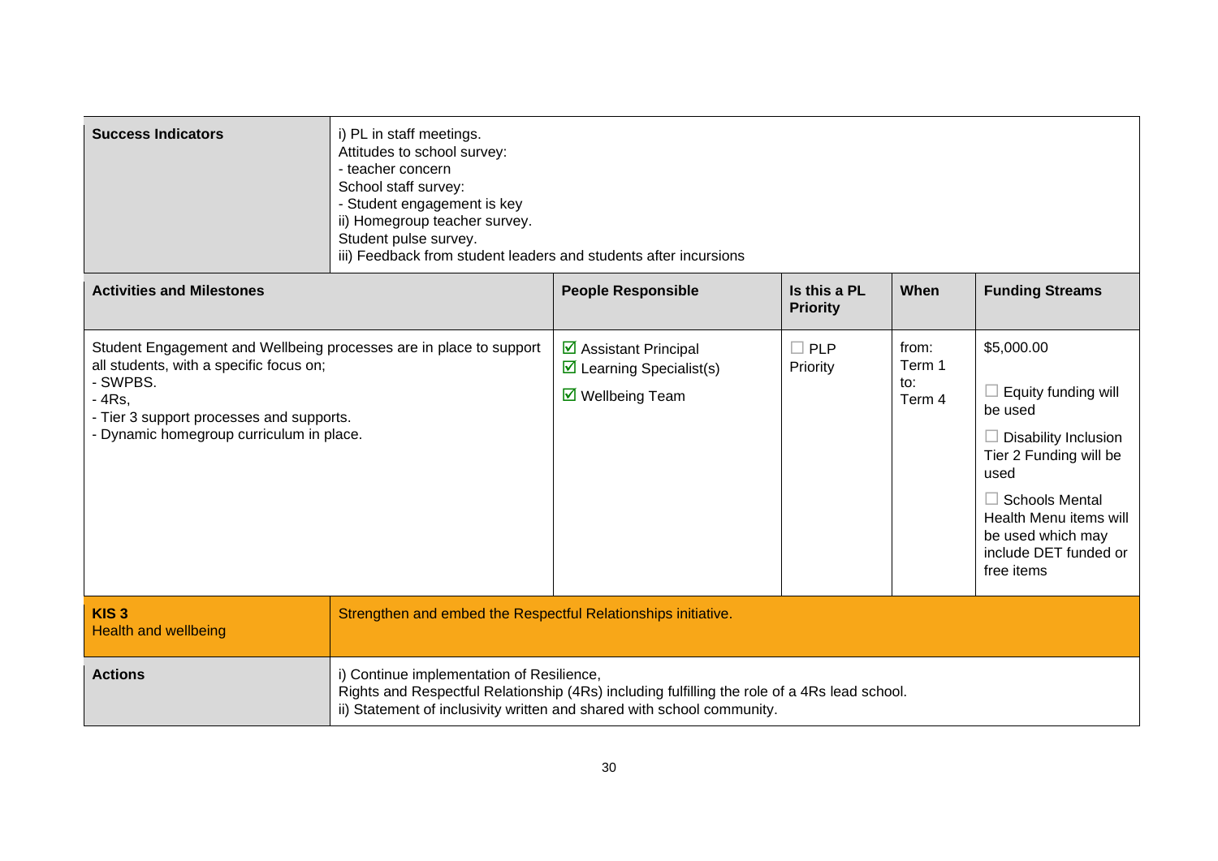| Success Indicators | i) PL in staff meetings.<br>Attitudes to school survey:<br>- teacher concern<br>School staff survey:<br>- Student engagement is key<br>ii) Homegroup teacher survey.<br>Student pulse survey.<br>iii) Feedback from student leaders and students after incursions | | | |
|---|---|---|---|---|
| **Activities and Milestones** | **People Responsible** | **Is this a PL Priority** | **When** | **Funding Streams** |
| Student Engagement and Wellbeing processes are in place to support all students, with a specific focus on;<br>- SWPBS.<br>- 4Rs,<br>- Tier 3 support processes and supports.<br>- Dynamic homegroup curriculum in place. | ☑ Assistant Principal<br>☑ Learning Specialist(s)<br>☑ Wellbeing Team | ☐ PLP Priority | from:<br>Term 1<br>to:<br>Term 4 | $5,000.00<br>☐ Equity funding will be used<br>☐ Disability Inclusion Tier 2 Funding will be used<br>☐ Schools Mental Health Menu items will be used which may include DET funded or free items |

| **KIS 3**<br>Health and wellbeing | Strengthen and embed the Respectful Relationships initiative. |
|---|---|
| **Actions** | i) Continue implementation of Resilience,<br>Rights and Respectful Relationship (4Rs) including fulfilling the role of a 4Rs lead school.<br>ii) Statement of inclusivity written and shared with school community. |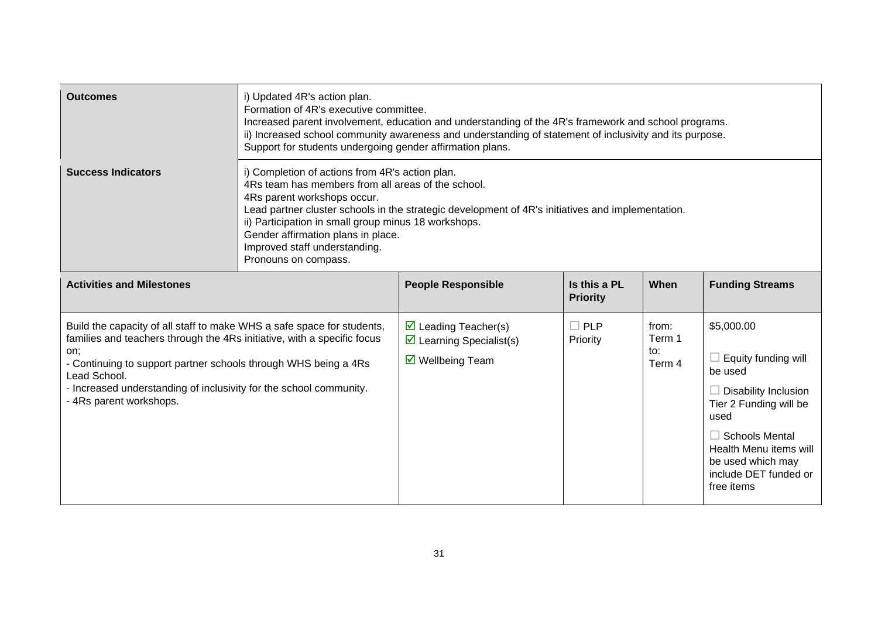| | |
|---|---|
| **Outcomes** | i) Updated 4R's action plan.<br>Formation of 4R's executive committee.<br>Increased parent involvement, education and understanding of the 4R's framework and school programs.<br>ii) Increased school community awareness and understanding of statement of inclusivity and its purpose.<br>Support for students undergoing gender affirmation plans. |
| **Success Indicators** | i) Completion of actions from 4R's action plan.<br>4Rs team has members from all areas of the school.<br>4Rs parent workshops occur.<br>Lead partner cluster schools in the strategic development of 4R's initiatives and implementation.<br>ii) Participation in small group minus 18 workshops.<br>Gender affirmation plans in place.<br>Improved staff understanding.<br>Pronouns on compass. |

| **Activities and Milestones** | **People Responsible** | **Is this a PL Priority** | **When** | **Funding Streams** |
|---|---|---|---|---|
| Build the capacity of all staff to make WHS a safe space for students, families and teachers through the 4Rs initiative, with a specific focus on;<br>- Continuing to support partner schools through WHS being a 4Rs Lead School.<br>- Increased understanding of inclusivity for the school community.<br>- 4Rs parent workshops. | ☑ Leading Teacher(s)<br>☑ Learning Specialist(s)<br>☑ Wellbeing Team | ☐ PLP Priority | from: Term 1<br>to: Term 4 | $5,000.00<br>☐ Equity funding will be used<br>☐ Disability Inclusion Tier 2 Funding will be used<br>☐ Schools Mental Health Menu items will be used which may include DET funded or free items |